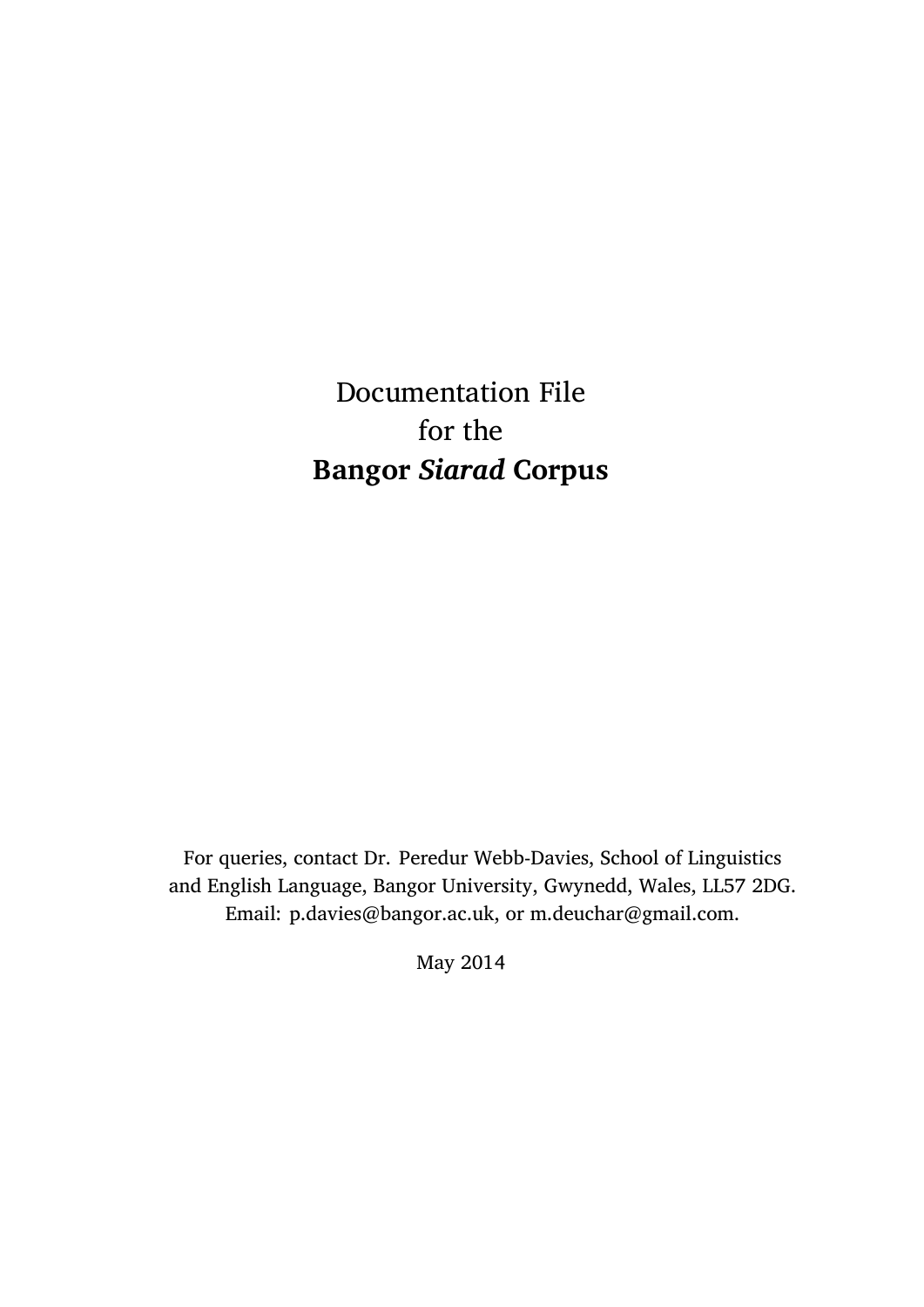# Documentation File
# for the
# **Bangor *Siarad* Corpus**

For queries, contact Dr. Peredur Webb-Davies, School of Linguistics and English Language, Bangor University, Gwynedd, Wales, LL57 2DG. Email: p.davies@bangor.ac.uk, or m.deuchar@gmail.com.

May 2014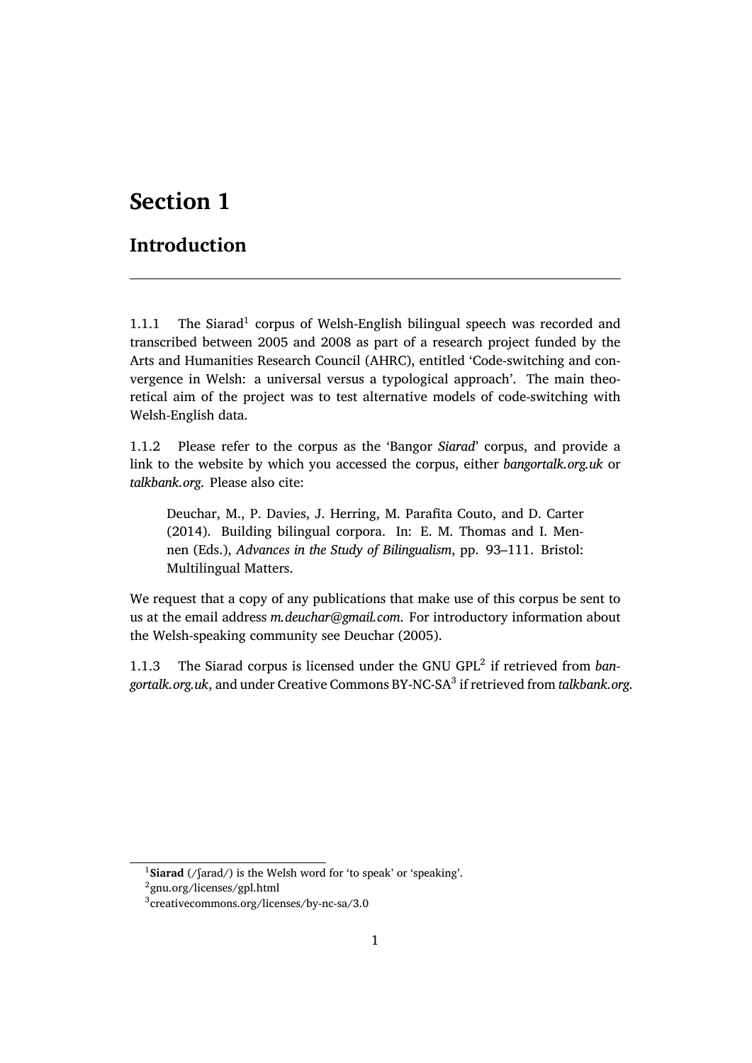# Section 1

## Introduction

1.1.1 The Siarad[1] corpus of Welsh-English bilingual speech was recorded and transcribed between 2005 and 2008 as part of a research project funded by the Arts and Humanities Research Council (AHRC), entitled 'Code-switching and convergence in Welsh: a universal versus a typological approach'. The main theoretical aim of the project was to test alternative models of code-switching with Welsh-English data.

1.1.2 Please refer to the corpus as the 'Bangor *Siarad*' corpus, and provide a link to the website by which you accessed the corpus, either *bangortalk.org.uk* or *talkbank.org*. Please also cite:

> Deuchar, M., P. Davies, J. Herring, M. Parafita Couto, and D. Carter (2014). Building bilingual corpora. In: E. M. Thomas and I. Mennen (Eds.), *Advances in the Study of Bilingualism*, pp. 93–111. Bristol: Multilingual Matters.

We request that a copy of any publications that make use of this corpus be sent to us at the email address *m.deuchar@gmail.com*. For introductory information about the Welsh-speaking community see Deuchar (2005).

1.1.3 The Siarad corpus is licensed under the GNU GPL[2] if retrieved from *bangortalk.org.uk*, and under Creative Commons BY-NC-SA[3] if retrieved from *talkbank.org*.

---

[1] **Siarad** (/ʃarad/) is the Welsh word for 'to speak' or 'speaking'.

[2] gnu.org/licenses/gpl.html

[3] creativecommons.org/licenses/by-nc-sa/3.0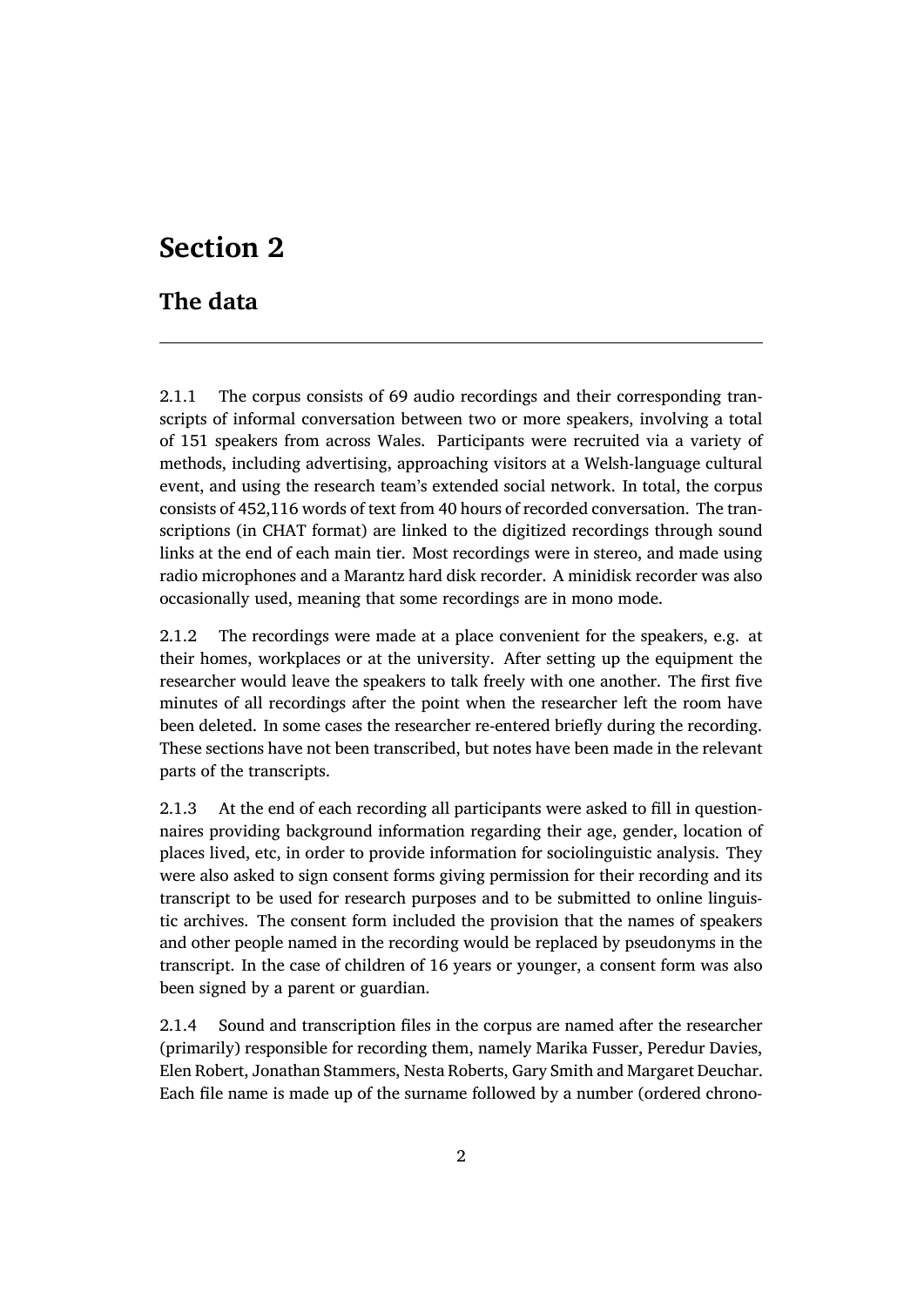# Section 2

## The data

2.1.1 The corpus consists of 69 audio recordings and their corresponding transcripts of informal conversation between two or more speakers, involving a total of 151 speakers from across Wales. Participants were recruited via a variety of methods, including advertising, approaching visitors at a Welsh-language cultural event, and using the research team's extended social network. In total, the corpus consists of 452,116 words of text from 40 hours of recorded conversation. The transcriptions (in CHAT format) are linked to the digitized recordings through sound links at the end of each main tier. Most recordings were in stereo, and made using radio microphones and a Marantz hard disk recorder. A minidisk recorder was also occasionally used, meaning that some recordings are in mono mode.

2.1.2 The recordings were made at a place convenient for the speakers, e.g. at their homes, workplaces or at the university. After setting up the equipment the researcher would leave the speakers to talk freely with one another. The first five minutes of all recordings after the point when the researcher left the room have been deleted. In some cases the researcher re-entered briefly during the recording. These sections have not been transcribed, but notes have been made in the relevant parts of the transcripts.

2.1.3 At the end of each recording all participants were asked to fill in questionnaires providing background information regarding their age, gender, location of places lived, etc, in order to provide information for sociolinguistic analysis. They were also asked to sign consent forms giving permission for their recording and its transcript to be used for research purposes and to be submitted to online linguistic archives. The consent form included the provision that the names of speakers and other people named in the recording would be replaced by pseudonyms in the transcript. In the case of children of 16 years or younger, a consent form was also been signed by a parent or guardian.

2.1.4 Sound and transcription files in the corpus are named after the researcher (primarily) responsible for recording them, namely Marika Fusser, Peredur Davies, Elen Robert, Jonathan Stammers, Nesta Roberts, Gary Smith and Margaret Deuchar. Each file name is made up of the surname followed by a number (ordered chrono-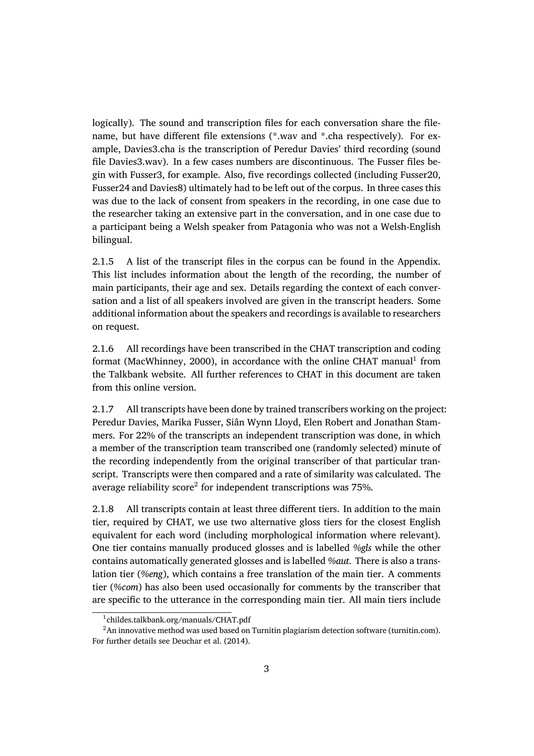logically). The sound and transcription files for each conversation share the filename, but have different file extensions (*.wav and *.cha respectively). For example, Davies3.cha is the transcription of Peredur Davies' third recording (sound file Davies3.wav). In a few cases numbers are discontinuous. The Fusser files begin with Fusser3, for example. Also, five recordings collected (including Fusser20, Fusser24 and Davies8) ultimately had to be left out of the corpus. In three cases this was due to the lack of consent from speakers in the recording, in one case due to the researcher taking an extensive part in the conversation, and in one case due to a participant being a Welsh speaker from Patagonia who was not a Welsh-English bilingual.

2.1.5 A list of the transcript files in the corpus can be found in the Appendix. This list includes information about the length of the recording, the number of main participants, their age and sex. Details regarding the context of each conversation and a list of all speakers involved are given in the transcript headers. Some additional information about the speakers and recordings is available to researchers on request.

2.1.6 All recordings have been transcribed in the CHAT transcription and coding format (MacWhinney, 2000), in accordance with the online CHAT manual[1] from the Talkbank website. All further references to CHAT in this document are taken from this online version.

2.1.7 All transcripts have been done by trained transcribers working on the project: Peredur Davies, Marika Fusser, Siân Wynn Lloyd, Elen Robert and Jonathan Stammers. For 22% of the transcripts an independent transcription was done, in which a member of the transcription team transcribed one (randomly selected) minute of the recording independently from the original transcriber of that particular transcript. Transcripts were then compared and a rate of similarity was calculated. The average reliability score[2] for independent transcriptions was 75%.

2.1.8 All transcripts contain at least three different tiers. In addition to the main tier, required by CHAT, we use two alternative gloss tiers for the closest English equivalent for each word (including morphological information where relevant). One tier contains manually produced glosses and is labelled *%gls* while the other contains automatically generated glosses and is labelled *%aut*. There is also a translation tier (*%eng*), which contains a free translation of the main tier. A comments tier (*%com*) has also been used occasionally for comments by the transcriber that are specific to the utterance in the corresponding main tier. All main tiers include

[1] childes.talkbank.org/manuals/CHAT.pdf

[2] An innovative method was used based on Turnitin plagiarism detection software (turnitin.com). For further details see Deuchar et al. (2014).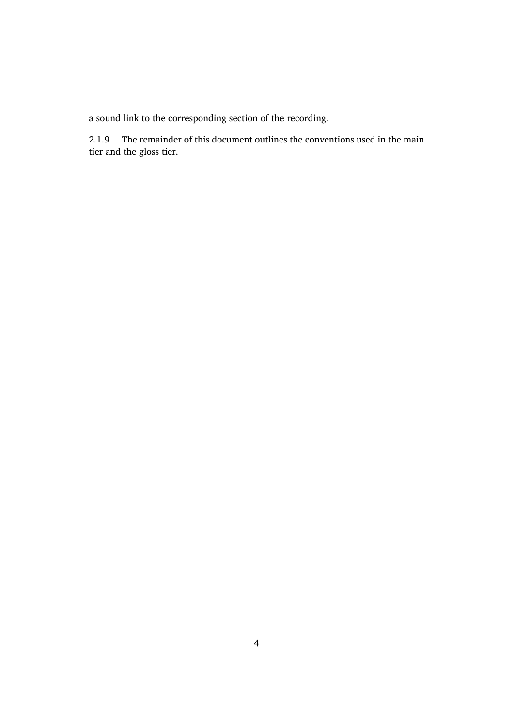a sound link to the corresponding section of the recording.

2.1.9 The remainder of this document outlines the conventions used in the main tier and the gloss tier.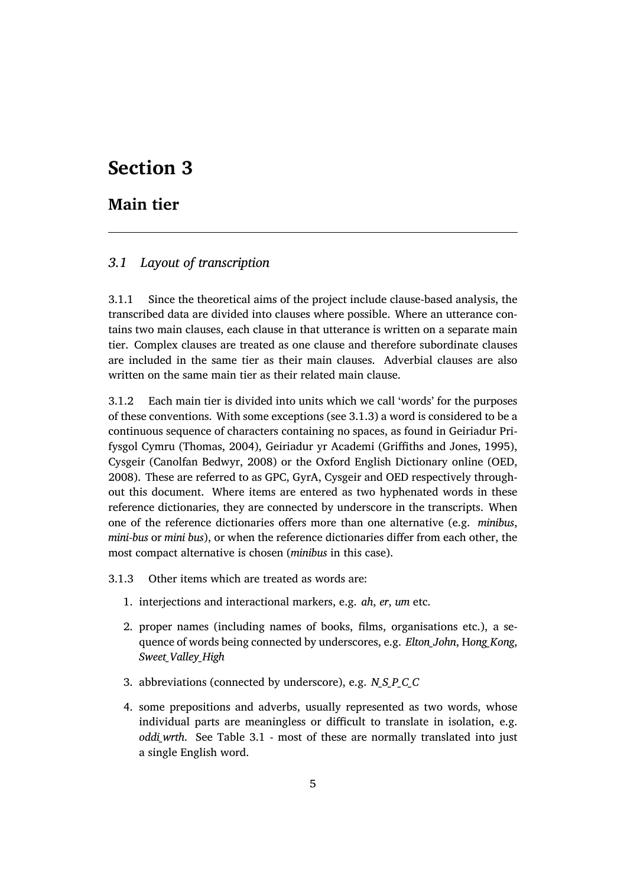# Section 3

## Main tier

---

### *3.1 Layout of transcription*

3.1.1 Since the theoretical aims of the project include clause-based analysis, the transcribed data are divided into clauses where possible. Where an utterance contains two main clauses, each clause in that utterance is written on a separate main tier. Complex clauses are treated as one clause and therefore subordinate clauses are included in the same tier as their main clauses. Adverbial clauses are also written on the same main tier as their related main clause.

3.1.2 Each main tier is divided into units which we call 'words' for the purposes of these conventions. With some exceptions (see 3.1.3) a word is considered to be a continuous sequence of characters containing no spaces, as found in Geiriadur Prifysgol Cymru (Thomas, 2004), Geiriadur yr Academi (Griffiths and Jones, 1995), Cysgeir (Canolfan Bedwyr, 2008) or the Oxford English Dictionary online (OED, 2008). These are referred to as GPC, GyrA, Cysgeir and OED respectively throughout this document. Where items are entered as two hyphenated words in these reference dictionaries, they are connected by underscore in the transcripts. When one of the reference dictionaries offers more than one alternative (e.g. *minibus*, *mini-bus* or *mini bus*), or when the reference dictionaries differ from each other, the most compact alternative is chosen (*minibus* in this case).

3.1.3 Other items which are treated as words are:

1. interjections and interactional markers, e.g. *ah*, *er*, *um* etc.
2. proper names (including names of books, films, organisations etc.), a sequence of words being connected by underscores, e.g. *Elton_John*, H*ong_Kong*, *Sweet_Valley_High*
3. abbreviations (connected by underscore), e.g. *N_S_P_C_C*
4. some prepositions and adverbs, usually represented as two words, whose individual parts are meaningless or difficult to translate in isolation, e.g. *oddi_wrth*. See Table 3.1 - most of these are normally translated into just a single English word.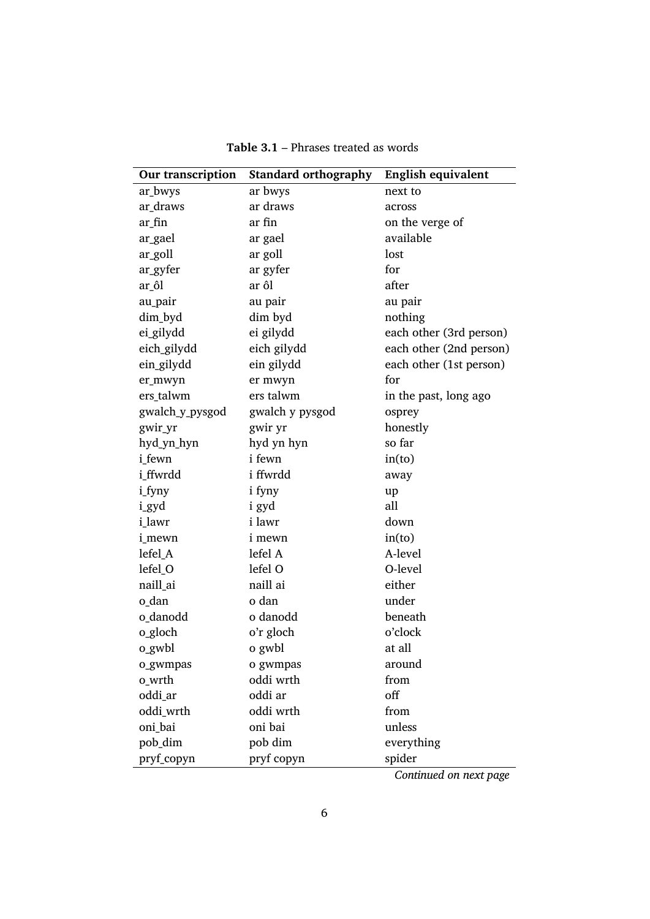**Table 3.1** – Phrases treated as words

| Our transcription | Standard orthography | English equivalent |
|---|---|---|
| ar_bwys | ar bwys | next to |
| ar_draws | ar draws | across |
| ar_fin | ar fin | on the verge of |
| ar_gael | ar gael | available |
| ar_goll | ar goll | lost |
| ar_gyfer | ar gyfer | for |
| ar_ôl | ar ôl | after |
| au_pair | au pair | au pair |
| dim_byd | dim byd | nothing |
| ei_gilydd | ei gilydd | each other (3rd person) |
| eich_gilydd | eich gilydd | each other (2nd person) |
| ein_gilydd | ein gilydd | each other (1st person) |
| er_mwyn | er mwyn | for |
| ers_talwm | ers talwm | in the past, long ago |
| gwalch_y_pysgod | gwalch y pysgod | osprey |
| gwir_yr | gwir yr | honestly |
| hyd_yn_hyn | hyd yn hyn | so far |
| i_fewn | i fewn | in(to) |
| i_ffwrdd | i ffwrdd | away |
| i_fyny | i fyny | up |
| i_gyd | i gyd | all |
| i_lawr | i lawr | down |
| i_mewn | i mewn | in(to) |
| lefel_A | lefel A | A-level |
| lefel_O | lefel O | O-level |
| naill_ai | naill ai | either |
| o_dan | o dan | under |
| o_danodd | o danodd | beneath |
| o_gloch | o'r gloch | o'clock |
| o_gwbl | o gwbl | at all |
| o_gwmpas | o gwmpas | around |
| o_wrth | oddi wrth | from |
| oddi_ar | oddi ar | off |
| oddi_wrth | oddi wrth | from |
| oni_bai | oni bai | unless |
| pob_dim | pob dim | everything |
| pryf_copyn | pryf copyn | spider |

*Continued on next page*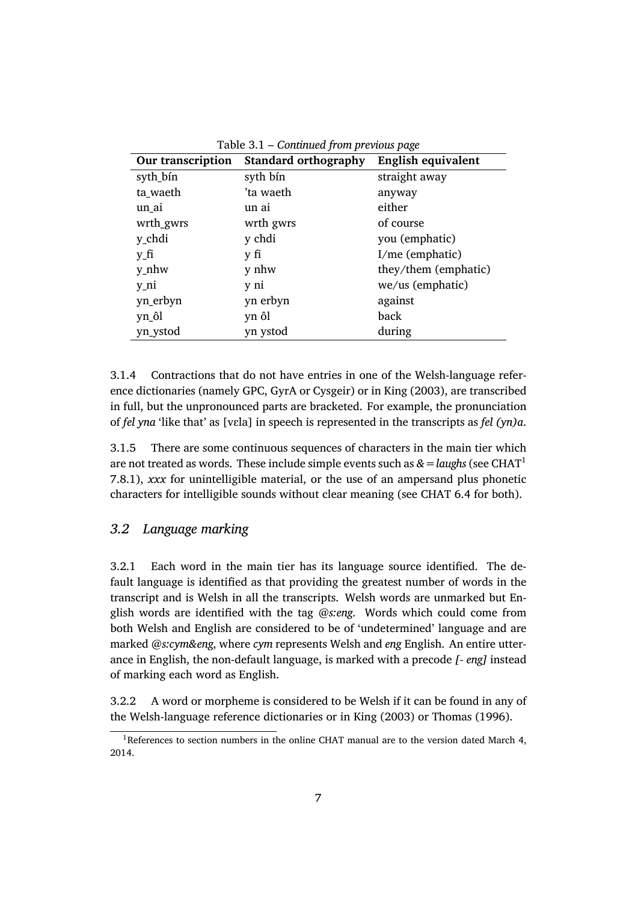Table 3.1 – *Continued from previous page*

| Our transcription | Standard orthography | English equivalent |
|---|---|---|
| syth_bín | syth bín | straight away |
| ta_waeth | 'ta waeth | anyway |
| un_ai | un ai | either |
| wrth_gwrs | wrth gwrs | of course |
| y_chdi | y chdi | you (emphatic) |
| y_fi | y fi | I/me (emphatic) |
| y_nhw | y nhw | they/them (emphatic) |
| y_ni | y ni | we/us (emphatic) |
| yn_erbyn | yn erbyn | against |
| yn_ôl | yn ôl | back |
| yn_ystod | yn ystod | during |

3.1.4 Contractions that do not have entries in one of the Welsh-language reference dictionaries (namely GPC, GyrA or Cysgeir) or in King (2003), are transcribed in full, but the unpronounced parts are bracketed. For example, the pronunciation of *fel yna* 'like that' as [vɛla] in speech is represented in the transcripts as *fel (yn)a*.

3.1.5 There are some continuous sequences of characters in the main tier which are not treated as words. These include simple events such as *&=laughs* (see CHAT[1] 7.8.1), *xxx* for unintelligible material, or the use of an ampersand plus phonetic characters for intelligible sounds without clear meaning (see CHAT 6.4 for both).

## *3.2 Language marking*

3.2.1 Each word in the main tier has its language source identified. The default language is identified as that providing the greatest number of words in the transcript and is Welsh in all the transcripts. Welsh words are unmarked but English words are identified with the tag *@s:eng*. Words which could come from both Welsh and English are considered to be of 'undetermined' language and are marked *@s:cym&eng*, where *cym* represents Welsh and *eng* English. An entire utterance in English, the non-default language, is marked with a precode *[- eng]* instead of marking each word as English.

3.2.2 A word or morpheme is considered to be Welsh if it can be found in any of the Welsh-language reference dictionaries or in King (2003) or Thomas (1996).

[1] References to section numbers in the online CHAT manual are to the version dated March 4, 2014.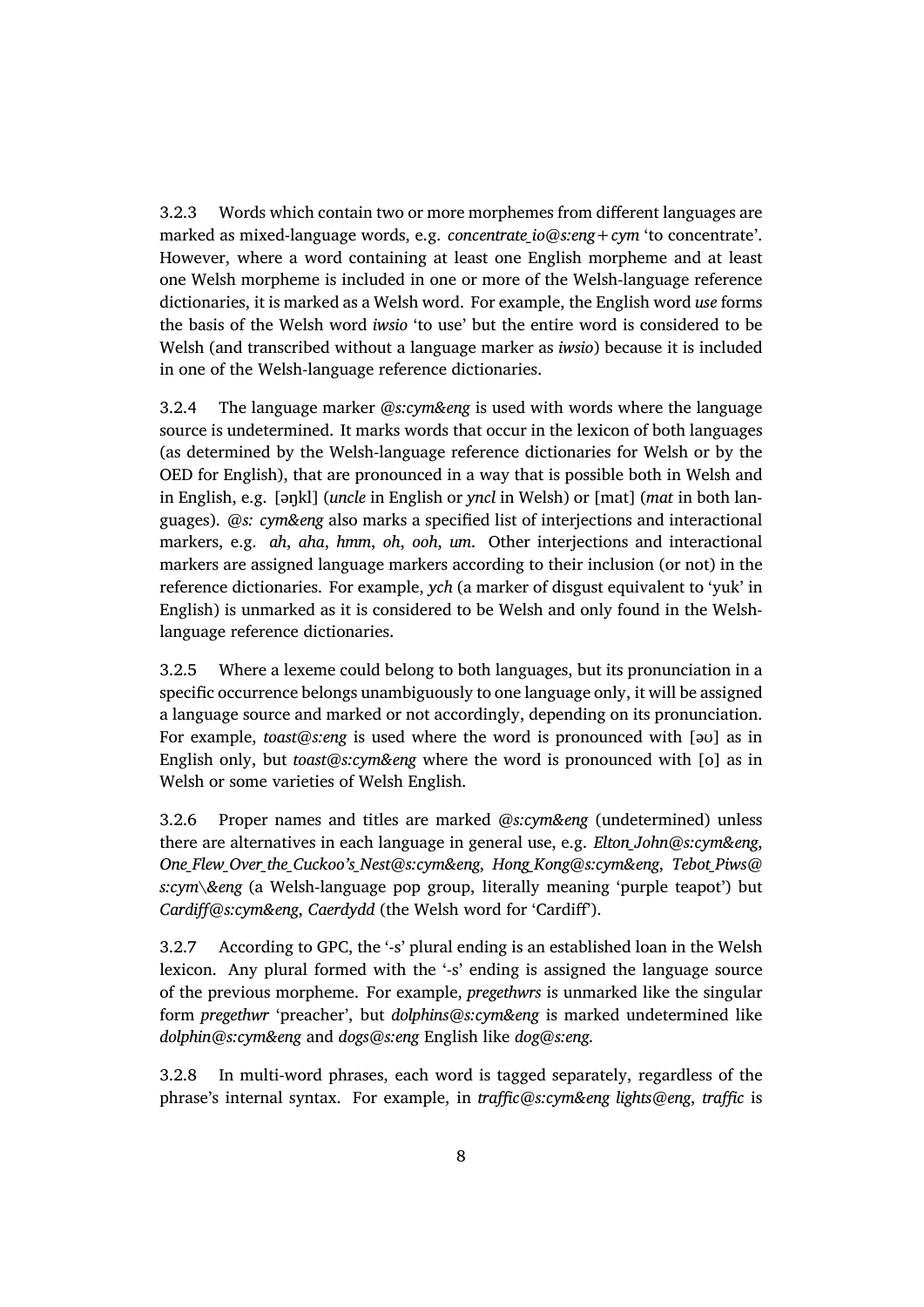3.2.3 Words which contain two or more morphemes from different languages are marked as mixed-language words, e.g. *concentrate_io@s:eng+cym* 'to concentrate'. However, where a word containing at least one English morpheme and at least one Welsh morpheme is included in one or more of the Welsh-language reference dictionaries, it is marked as a Welsh word. For example, the English word *use* forms the basis of the Welsh word *iwsio* 'to use' but the entire word is considered to be Welsh (and transcribed without a language marker as *iwsio*) because it is included in one of the Welsh-language reference dictionaries.

3.2.4 The language marker *@s:cym&eng* is used with words where the language source is undetermined. It marks words that occur in the lexicon of both languages (as determined by the Welsh-language reference dictionaries for Welsh or by the OED for English), that are pronounced in a way that is possible both in Welsh and in English, e.g. [əŋkl] (*uncle* in English or *yncl* in Welsh) or [mat] (*mat* in both languages). *@s: cym&eng* also marks a specified list of interjections and interactional markers, e.g. *ah*, *aha*, *hmm*, *oh*, *ooh*, *um*. Other interjections and interactional markers are assigned language markers according to their inclusion (or not) in the reference dictionaries. For example, *ych* (a marker of disgust equivalent to 'yuk' in English) is unmarked as it is considered to be Welsh and only found in the Welsh-language reference dictionaries.

3.2.5 Where a lexeme could belong to both languages, but its pronunciation in a specific occurrence belongs unambiguously to one language only, it will be assigned a language source and marked or not accordingly, depending on its pronunciation. For example, *toast@s:eng* is used where the word is pronounced with [əʊ] as in English only, but *toast@s:cym&eng* where the word is pronounced with [o] as in Welsh or some varieties of Welsh English.

3.2.6 Proper names and titles are marked *@s:cym&eng* (undetermined) unless there are alternatives in each language in general use, e.g. *Elton_John@s:cym&eng*, *One_Flew_Over_the_Cuckoo's_Nest@s:cym&eng*, *Hong_Kong@s:cym&eng*, *Tebot_Piws@s:cym\&eng* (a Welsh-language pop group, literally meaning 'purple teapot') but *Cardiff@s:cym&eng, Caerdydd* (the Welsh word for 'Cardiff').

3.2.7 According to GPC, the '-s' plural ending is an established loan in the Welsh lexicon. Any plural formed with the '-s' ending is assigned the language source of the previous morpheme. For example, *pregethwrs* is unmarked like the singular form *pregethwr* 'preacher', but *dolphins@s:cym&eng* is marked undetermined like *dolphin@s:cym&eng* and *dogs@s:eng* English like *dog@s:eng*.

3.2.8 In multi-word phrases, each word is tagged separately, regardless of the phrase's internal syntax. For example, in *traffic@s:cym&eng lights@eng*, *traffic* is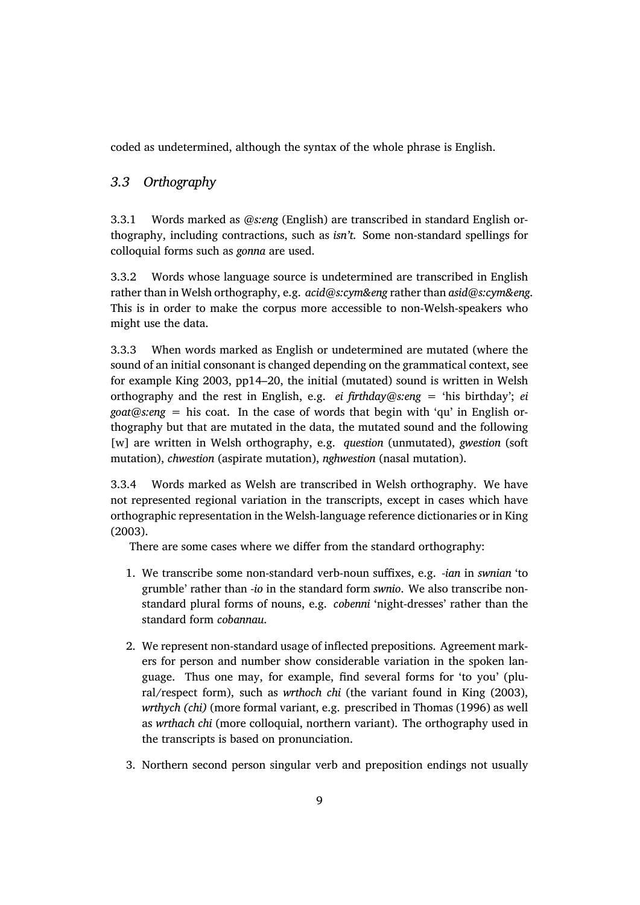coded as undetermined, although the syntax of the whole phrase is English.

### *3.3 Orthography*

3.3.1 Words marked as *@s:eng* (English) are transcribed in standard English orthography, including contractions, such as *isn't*. Some non-standard spellings for colloquial forms such as *gonna* are used.

3.3.2 Words whose language source is undetermined are transcribed in English rather than in Welsh orthography, e.g. *acid@s:cym&eng* rather than *asid@s:cym&eng*. This is in order to make the corpus more accessible to non-Welsh-speakers who might use the data.

3.3.3 When words marked as English or undetermined are mutated (where the sound of an initial consonant is changed depending on the grammatical context, see for example King 2003, pp14–20, the initial (mutated) sound is written in Welsh orthography and the rest in English, e.g. *ei firthday@s:eng* = 'his birthday'; *ei goat@s:eng* = his coat. In the case of words that begin with 'qu' in English orthography but that are mutated in the data, the mutated sound and the following [w] are written in Welsh orthography, e.g. *question* (unmutated), *gwestion* (soft mutation), *chwestion* (aspirate mutation), *nghwestion* (nasal mutation).

3.3.4 Words marked as Welsh are transcribed in Welsh orthography. We have not represented regional variation in the transcripts, except in cases which have orthographic representation in the Welsh-language reference dictionaries or in King (2003).

There are some cases where we differ from the standard orthography:

1. We transcribe some non-standard verb-noun suffixes, e.g. *-ian* in *swnian* 'to grumble' rather than *-io* in the standard form *swnio*. We also transcribe non-standard plural forms of nouns, e.g. *cobenni* 'night-dresses' rather than the standard form *cobannau*.

2. We represent non-standard usage of inflected prepositions. Agreement markers for person and number show considerable variation in the spoken language. Thus one may, for example, find several forms for 'to you' (plural/respect form), such as *wrthoch chi* (the variant found in King (2003), *wrthych (chi)* (more formal variant, e.g. prescribed in Thomas (1996) as well as *wrthach chi* (more colloquial, northern variant). The orthography used in the transcripts is based on pronunciation.

3. Northern second person singular verb and preposition endings not usually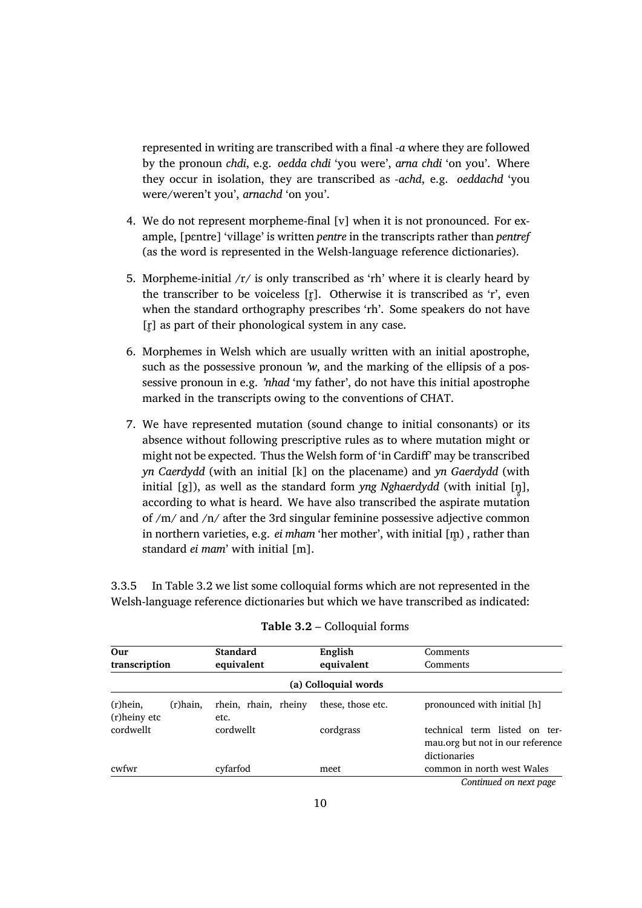represented in writing are transcribed with a final *-a* where they are followed by the pronoun *chdi*, e.g. *oedda chdi* 'you were', *arna chdi* 'on you'. Where they occur in isolation, they are transcribed as *-achd*, e.g. *oeddachd* 'you were/weren't you', *arnachd* 'on you'.

4. We do not represent morpheme-final [v] when it is not pronounced. For example, [pɛntre] 'village' is written *pentre* in the transcripts rather than *pentref* (as the word is represented in the Welsh-language reference dictionaries).

5. Morpheme-initial /r/ is only transcribed as 'rh' where it is clearly heard by the transcriber to be voiceless [r̥]. Otherwise it is transcribed as 'r', even when the standard orthography prescribes 'rh'. Some speakers do not have [r̥] as part of their phonological system in any case.

6. Morphemes in Welsh which are usually written with an initial apostrophe, such as the possessive pronoun *'w*, and the marking of the ellipsis of a possessive pronoun in e.g. *'nhad* 'my father', do not have this initial apostrophe marked in the transcripts owing to the conventions of CHAT.

7. We have represented mutation (sound change to initial consonants) or its absence without following prescriptive rules as to where mutation might or might not be expected. Thus the Welsh form of 'in Cardiff' may be transcribed *yn Caerdydd* (with an initial [k] on the placename) and *yn Gaerdydd* (with initial [g]), as well as the standard form *yng Nghaerdydd* (with initial [ŋ̊], according to what is heard. We have also transcribed the aspirate mutation of /m/ and /n/ after the 3rd singular feminine possessive adjective common in northern varieties, e.g. *ei mham* 'her mother', with initial [m̥) , rather than standard *ei mam*' with initial [m].

3.3.5 In Table 3.2 we list some colloquial forms which are not represented in the Welsh-language reference dictionaries but which we have transcribed as indicated:

**Table 3.2** – Colloquial forms

| Our transcription | Standard equivalent | English equivalent | Comments |
|---|---|---|---|
| | | (a) Colloquial words | |
| (r)hein, (r)hain, (r)heiny etc | rhein, rhain, rheiny etc. | these, those etc. | pronounced with initial [h] |
| cordwellt | cordwellt | cordgrass | technical term listed on termau.org but not in our reference dictionaries |
| cwfwr | cyfarfod | meet | common in north west Wales |

*Continued on next page*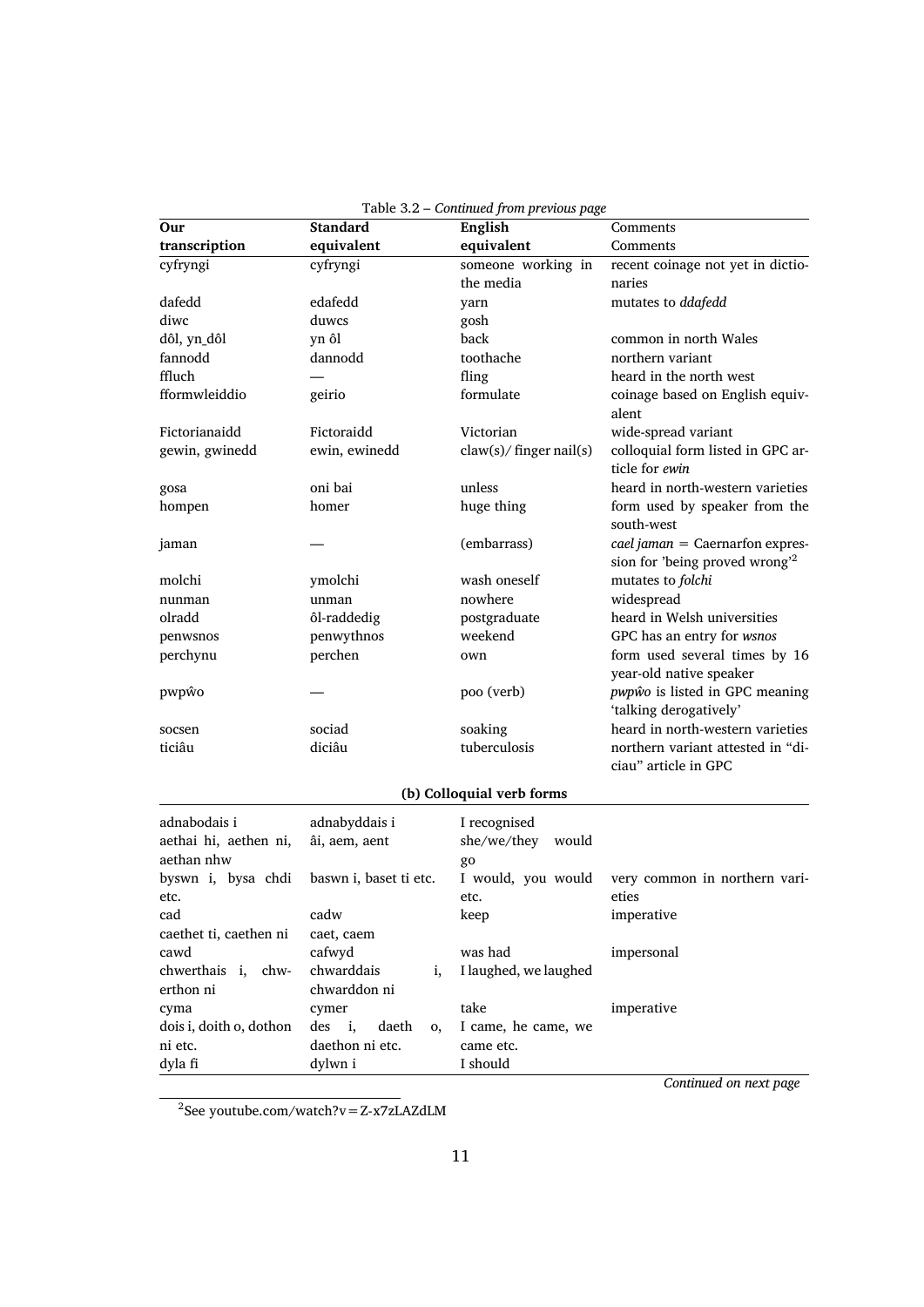Table 3.2 – *Continued from previous page*

| Our transcription | Standard equivalent | English equivalent | Comments |
|---|---|---|---|
| cyfryngi | cyfryngi | someone working in the media | recent coinage not yet in dictionaries |
| dafedd | edafedd | yarn | mutates to *ddafedd* |
| diwc | duwcs | gosh | |
| dôl, yn_dôl | yn ôl | back | common in north Wales |
| fannodd | dannodd | toothache | northern variant |
| ffluch | — | fling | heard in the north west |
| fformwleiddio | geirio | formulate | coinage based on English equivalent |
| Fictorianaidd | Fictoraidd | Victorian | wide-spread variant |
| gewin, gwinedd | ewin, ewinedd | claw(s)/ finger nail(s) | colloquial form listed in GPC article for *ewin* |
| gosa | oni bai | unless | heard in north-western varieties |
| hompen | homer | huge thing | form used by speaker from the south-west |
| jaman | — | (embarrass) | *cael jaman* = Caernarfon expression for 'being proved wrong'[2] |
| molchi | ymolchi | wash oneself | mutates to *folchi* |
| nunman | unman | nowhere | widespread |
| olradd | ôl-raddedig | postgraduate | heard in Welsh universities |
| penwsnos | penwythnos | weekend | GPC has an entry for *wsnos* |
| perchynu | perchen | own | form used several times by 16 year-old native speaker |
| pwpŵo | — | poo (verb) | *pwpŵo* is listed in GPC meaning 'talking derogatively' |
| socsen | sociad | soaking | heard in north-western varieties |
| ticiâu | diciâu | tuberculosis | northern variant attested in "diciau" article in GPC |
| **(b) Colloquial verb forms** | | | |
| adnabodais i | adnabyddais i | I recognised | |
| aethai hi, aethen ni, aethan nhw | âi, aem, aent | she/we/they would go | |
| byswn i, bysa chdi etc. | baswn i, baset ti etc. | I would, you would etc. | very common in northern varieties |
| cad | cadw | keep | imperative |
| caethet ti, caethen ni | caet, caem | | |
| cawd | cafwyd | was had | impersonal |
| chwerthais i, chwerthon ni | chwarddais i, chwarddon ni | I laughed, we laughed | |
| cyma | cymer | take | imperative |
| dois i, doith o, dothon ni etc. | des i, daeth o, daethon ni etc. | I came, he came, we came etc. | |
| dyla fi | dylwn i | I should | |

*Continued on next page*

[2] See youtube.com/watch?v=Z-x7zLAZdLM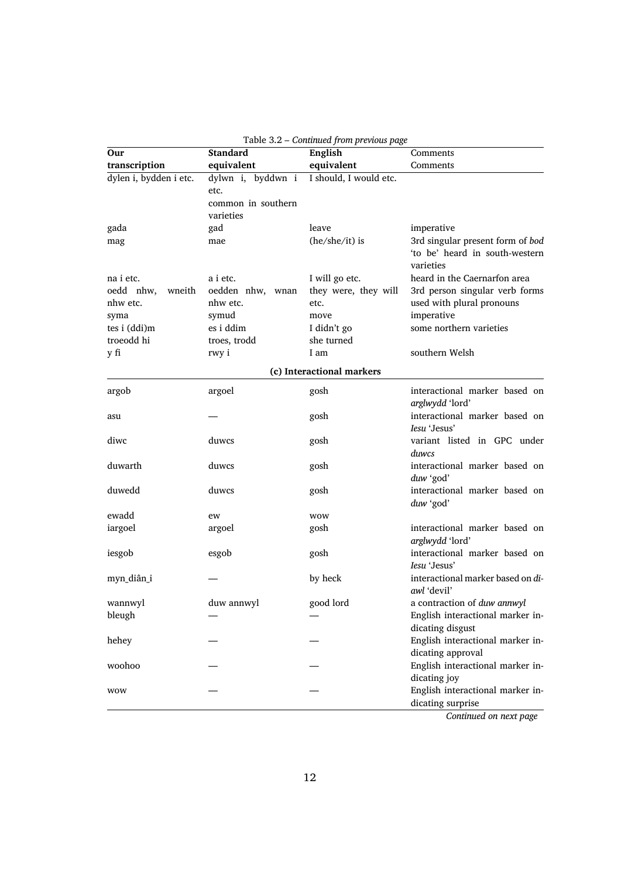Table 3.2 – *Continued from previous page*

| Our transcription | Standard equivalent | English equivalent | Comments |
|---|---|---|---|
| dylen i, bydden i etc. | dylwn i, byddwn i etc. common in southern varieties | I should, I would etc. | |
| gada | gad | leave | imperative |
| mag | mae | (he/she/it) is | 3rd singular present form of *bod* 'to be' heard in south-western varieties |
| na i etc. | a i etc. | I will go etc. | heard in the Caernarfon area |
| oedd nhw, wneith nhw etc. | oedden nhw, wnan nhw etc. | they were, they will etc. | 3rd person singular verb forms used with plural pronouns |
| syma | symud | move | imperative |
| tes i (ddi)m | es i ddim | I didn't go | some northern varieties |
| troeodd hi | troes, trodd | she turned | |
| y fi | rwy i | I am | southern Welsh |
| **(c) Interactional markers** | | | |
| argob | argoel | gosh | interactional marker based on *arglwydd* 'lord' |
| asu | — | gosh | interactional marker based on *Iesu* 'Jesus' |
| diwc | duwcs | gosh | variant listed in GPC under *duwcs* |
| duwarth | duwcs | gosh | interactional marker based on *duw* 'god' |
| duwedd | duwcs | gosh | interactional marker based on *duw* 'god' |
| ewadd | ew | wow | |
| iargoel | argoel | gosh | interactional marker based on *arglwydd* 'lord' |
| iesgob | esgob | gosh | interactional marker based on *Iesu* 'Jesus' |
| myn_diân_i | — | by heck | interactional marker based on *diawl* 'devil' |
| wannwyl | duw annwyl | good lord | a contraction of *duw annwyl* |
| bleugh | — | — | English interactional marker indicating disgust |
| hehey | — | — | English interactional marker indicating approval |
| woohoo | — | — | English interactional marker indicating joy |
| wow | — | — | English interactional marker indicating surprise |

*Continued on next page*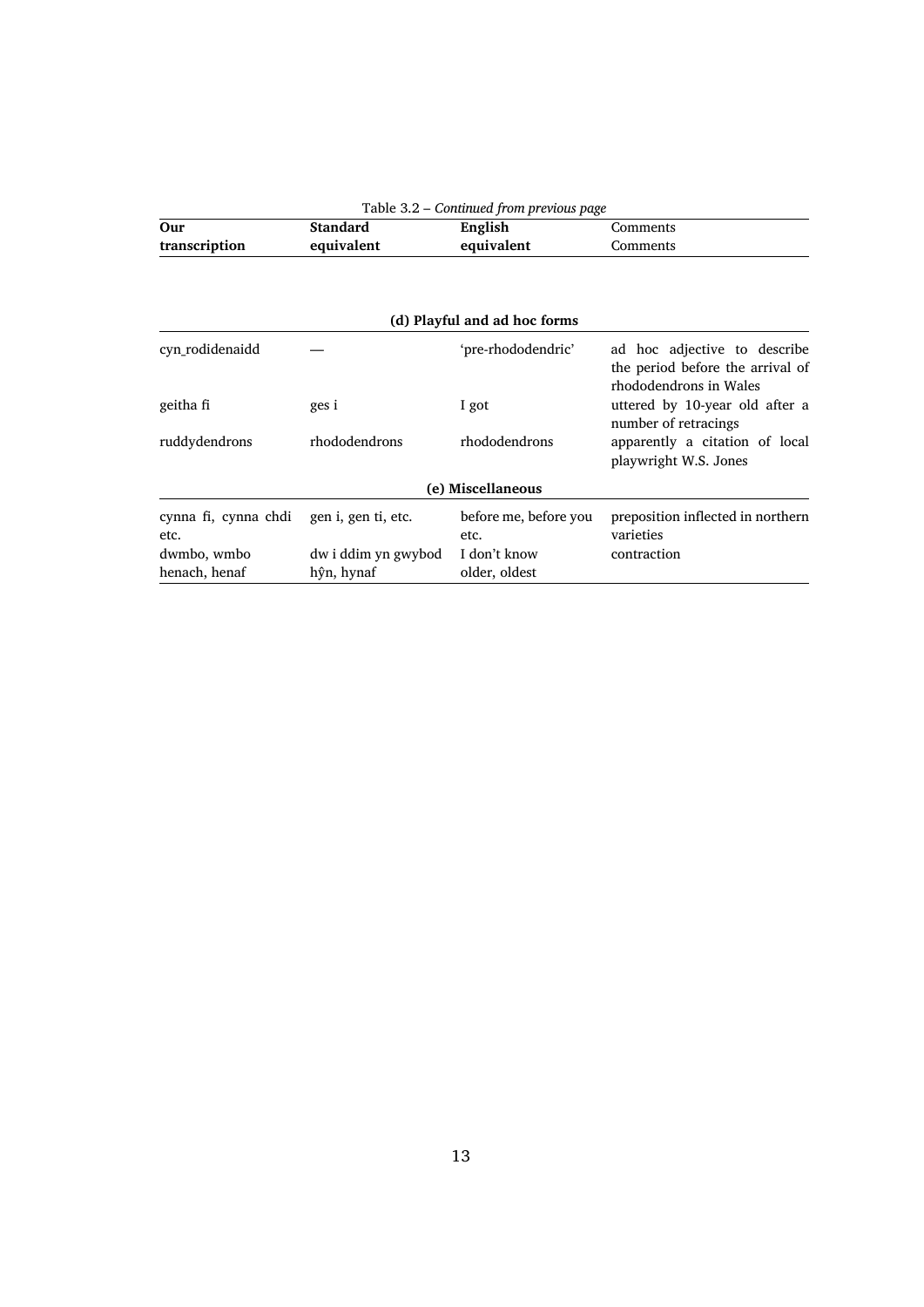Table 3.2 – *Continued from previous page*

| **Our transcription** | **Standard equivalent** | **English equivalent** | Comments |
|---|---|---|---|
| | | **(d) Playful and ad hoc forms** | |
| cyn_rodidenaidd | — | 'pre-rhododendric' | ad hoc adjective to describe the period before the arrival of rhododendrons in Wales |
| geitha fi | ges i | I got | uttered by 10-year old after a number of retracings |
| ruddydendrons | rhododendrons | rhododendrons | apparently a citation of local playwright W.S. Jones |
| | | **(e) Miscellaneous** | |
| cynna fi, cynna chdi etc. | gen i, gen ti, etc. | before me, before you etc. | preposition inflected in northern varieties |
| dwmbo, wmbo | dw i ddim yn gwybod | I don't know | contraction |
| henach, henaf | hŷn, hynaf | older, oldest | |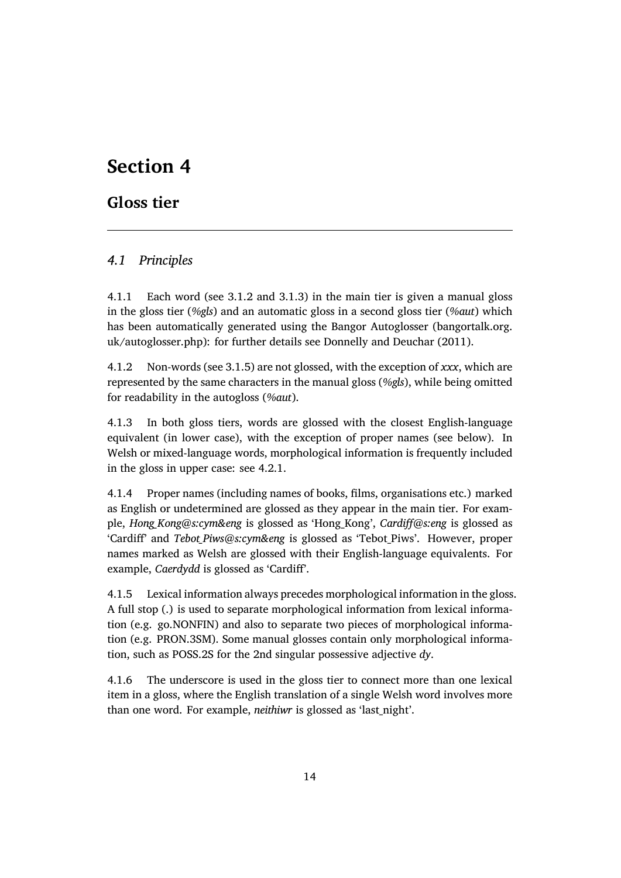# Section 4

## Gloss tier

### *4.1 Principles*

4.1.1 Each word (see 3.1.2 and 3.1.3) in the main tier is given a manual gloss in the gloss tier (*%gls*) and an automatic gloss in a second gloss tier (*%aut*) which has been automatically generated using the Bangor Autoglosser (bangortalk.org.uk/autoglosser.php): for further details see Donnelly and Deuchar (2011).

4.1.2 Non-words (see 3.1.5) are not glossed, with the exception of *xxx*, which are represented by the same characters in the manual gloss (*%gls*), while being omitted for readability in the autogloss (*%aut*).

4.1.3 In both gloss tiers, words are glossed with the closest English-language equivalent (in lower case), with the exception of proper names (see below). In Welsh or mixed-language words, morphological information is frequently included in the gloss in upper case: see 4.2.1.

4.1.4 Proper names (including names of books, films, organisations etc.) marked as English or undetermined are glossed as they appear in the main tier. For example, *Hong_Kong@s:cym&eng* is glossed as 'Hong_Kong', *Cardiff@s:eng* is glossed as 'Cardiff' and *Tebot_Piws@s:cym&eng* is glossed as 'Tebot_Piws'. However, proper names marked as Welsh are glossed with their English-language equivalents. For example, *Caerdydd* is glossed as 'Cardiff'.

4.1.5 Lexical information always precedes morphological information in the gloss. A full stop (.) is used to separate morphological information from lexical information (e.g. go.NONFIN) and also to separate two pieces of morphological information (e.g. PRON.3SM). Some manual glosses contain only morphological information, such as POSS.2S for the 2nd singular possessive adjective *dy*.

4.1.6 The underscore is used in the gloss tier to connect more than one lexical item in a gloss, where the English translation of a single Welsh word involves more than one word. For example, *neithiwr* is glossed as 'last_night'.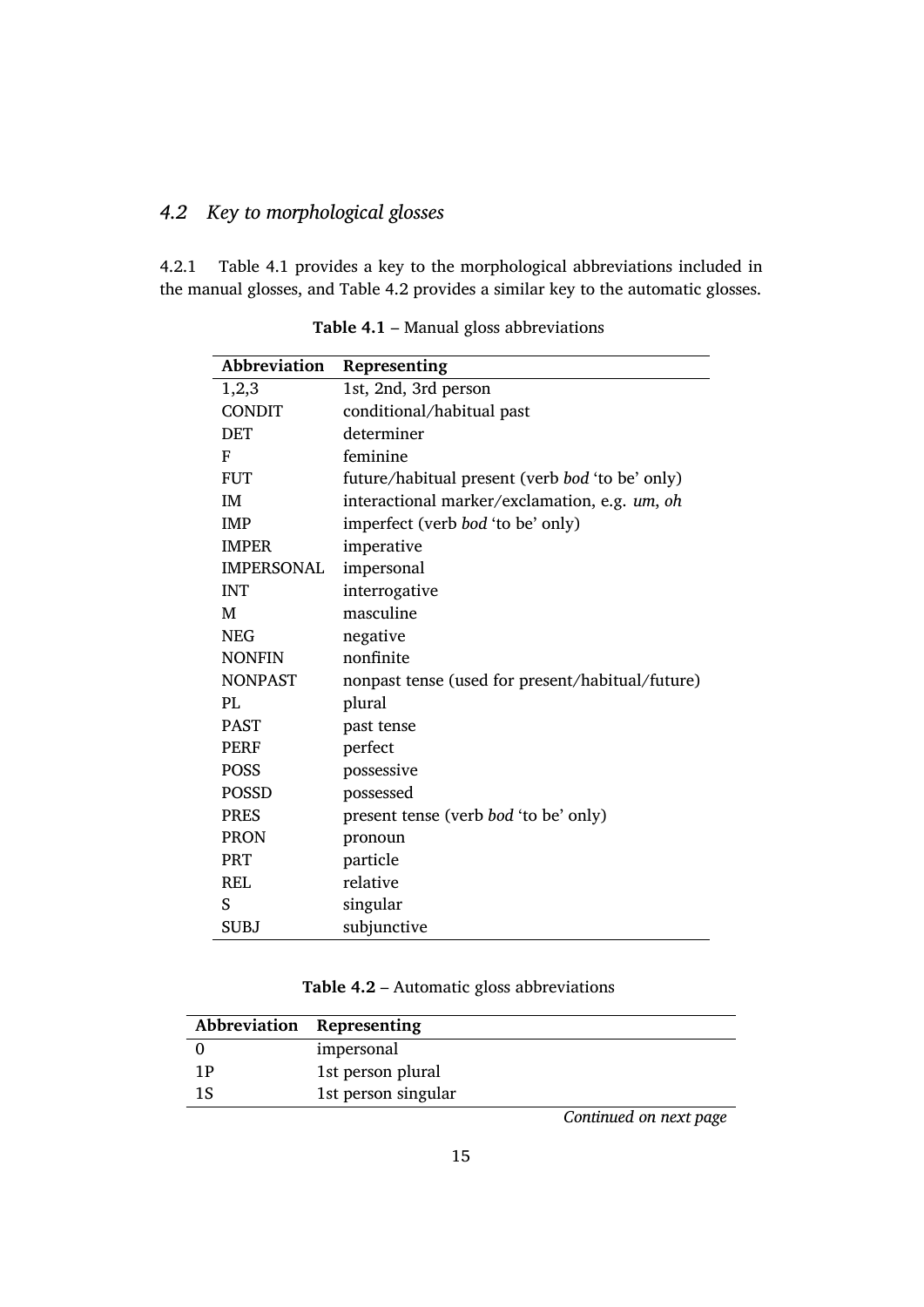## 4.2 Key to morphological glosses

4.2.1 Table 4.1 provides a key to the morphological abbreviations included in the manual glosses, and Table 4.2 provides a similar key to the automatic glosses.

**Table 4.1** – Manual gloss abbreviations

| Abbreviation | Representing |
|---|---|
| 1,2,3 | 1st, 2nd, 3rd person |
| CONDIT | conditional/habitual past |
| DET | determiner |
| F | feminine |
| FUT | future/habitual present (verb *bod* 'to be' only) |
| IM | interactional marker/exclamation, e.g. *um*, *oh* |
| IMP | imperfect (verb *bod* 'to be' only) |
| IMPER | imperative |
| IMPERSONAL | impersonal |
| INT | interrogative |
| M | masculine |
| NEG | negative |
| NONFIN | nonfinite |
| NONPAST | nonpast tense (used for present/habitual/future) |
| PL | plural |
| PAST | past tense |
| PERF | perfect |
| POSS | possessive |
| POSSD | possessed |
| PRES | present tense (verb *bod* 'to be' only) |
| PRON | pronoun |
| PRT | particle |
| REL | relative |
| S | singular |
| SUBJ | subjunctive |

**Table 4.2** – Automatic gloss abbreviations

| Abbreviation | Representing |
|---|---|
| 0 | impersonal |
| 1P | 1st person plural |
| 1S | 1st person singular |

*Continued on next page*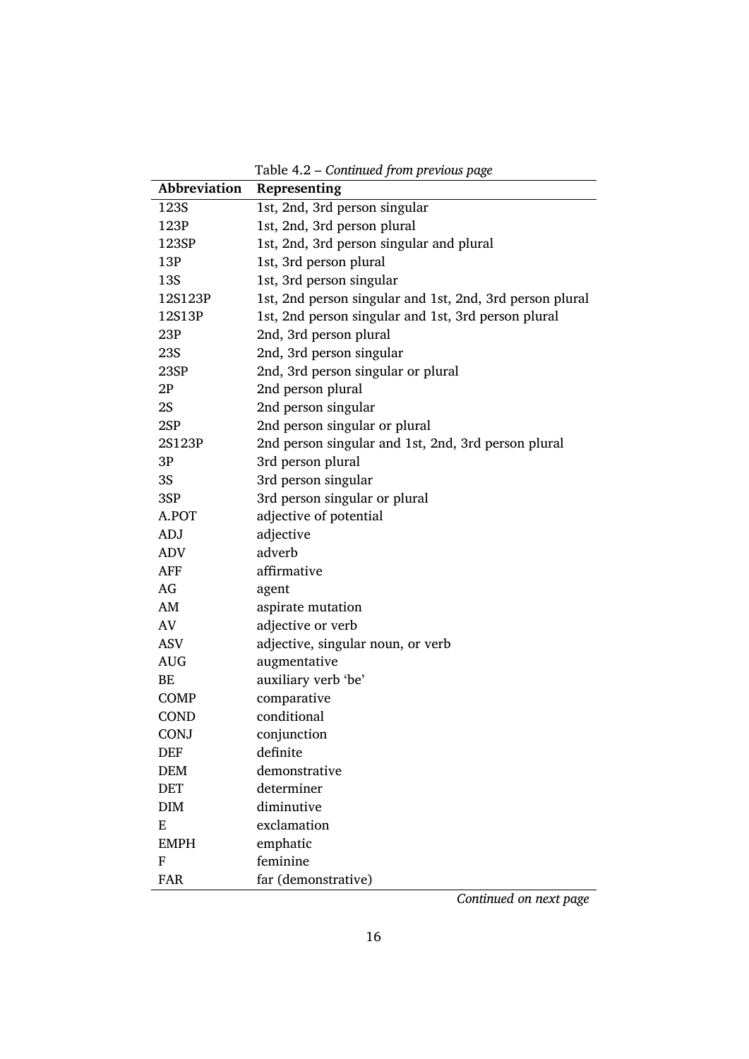Table 4.2 – *Continued from previous page*

| Abbreviation | Representing |
| --- | --- |
| 123S | 1st, 2nd, 3rd person singular |
| 123P | 1st, 2nd, 3rd person plural |
| 123SP | 1st, 2nd, 3rd person singular and plural |
| 13P | 1st, 3rd person plural |
| 13S | 1st, 3rd person singular |
| 12S123P | 1st, 2nd person singular and 1st, 2nd, 3rd person plural |
| 12S13P | 1st, 2nd person singular and 1st, 3rd person plural |
| 23P | 2nd, 3rd person plural |
| 23S | 2nd, 3rd person singular |
| 23SP | 2nd, 3rd person singular or plural |
| 2P | 2nd person plural |
| 2S | 2nd person singular |
| 2SP | 2nd person singular or plural |
| 2S123P | 2nd person singular and 1st, 2nd, 3rd person plural |
| 3P | 3rd person plural |
| 3S | 3rd person singular |
| 3SP | 3rd person singular or plural |
| A.POT | adjective of potential |
| ADJ | adjective |
| ADV | adverb |
| AFF | affirmative |
| AG | agent |
| AM | aspirate mutation |
| AV | adjective or verb |
| ASV | adjective, singular noun, or verb |
| AUG | augmentative |
| BE | auxiliary verb 'be' |
| COMP | comparative |
| COND | conditional |
| CONJ | conjunction |
| DEF | definite |
| DEM | demonstrative |
| DET | determiner |
| DIM | diminutive |
| E | exclamation |
| EMPH | emphatic |
| F | feminine |
| FAR | far (demonstrative) |

*Continued on next page*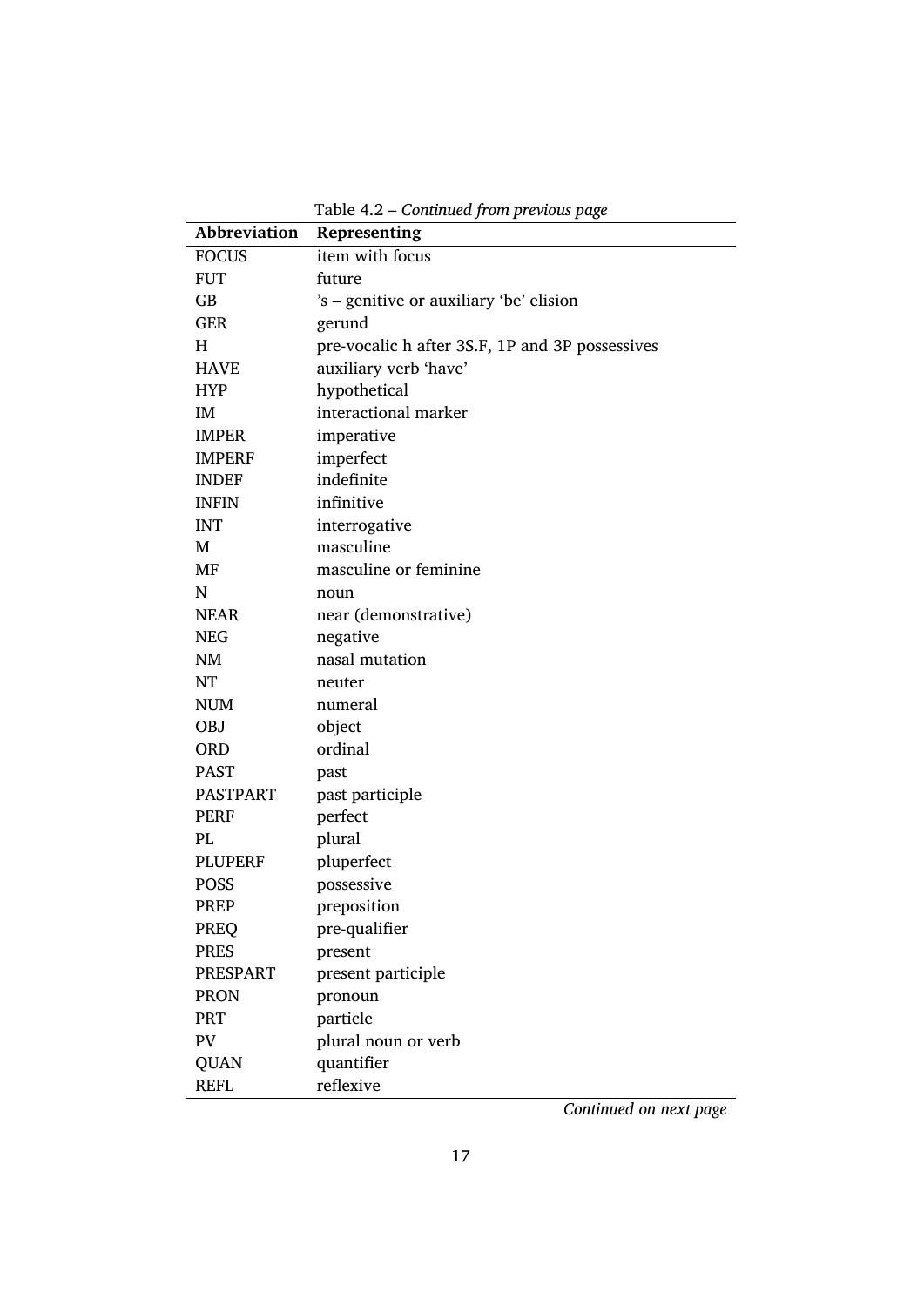Table 4.2 – *Continued from previous page*

| Abbreviation | Representing |
| --- | --- |
| FOCUS | item with focus |
| FUT | future |
| GB | 's – genitive or auxiliary 'be' elision |
| GER | gerund |
| H | pre-vocalic h after 3S.F, 1P and 3P possessives |
| HAVE | auxiliary verb 'have' |
| HYP | hypothetical |
| IM | interactional marker |
| IMPER | imperative |
| IMPERF | imperfect |
| INDEF | indefinite |
| INFIN | infinitive |
| INT | interrogative |
| M | masculine |
| MF | masculine or feminine |
| N | noun |
| NEAR | near (demonstrative) |
| NEG | negative |
| NM | nasal mutation |
| NT | neuter |
| NUM | numeral |
| OBJ | object |
| ORD | ordinal |
| PAST | past |
| PASTPART | past participle |
| PERF | perfect |
| PL | plural |
| PLUPERF | pluperfect |
| POSS | possessive |
| PREP | preposition |
| PREQ | pre-qualifier |
| PRES | present |
| PRESPART | present participle |
| PRON | pronoun |
| PRT | particle |
| PV | plural noun or verb |
| QUAN | quantifier |
| REFL | reflexive |

*Continued on next page*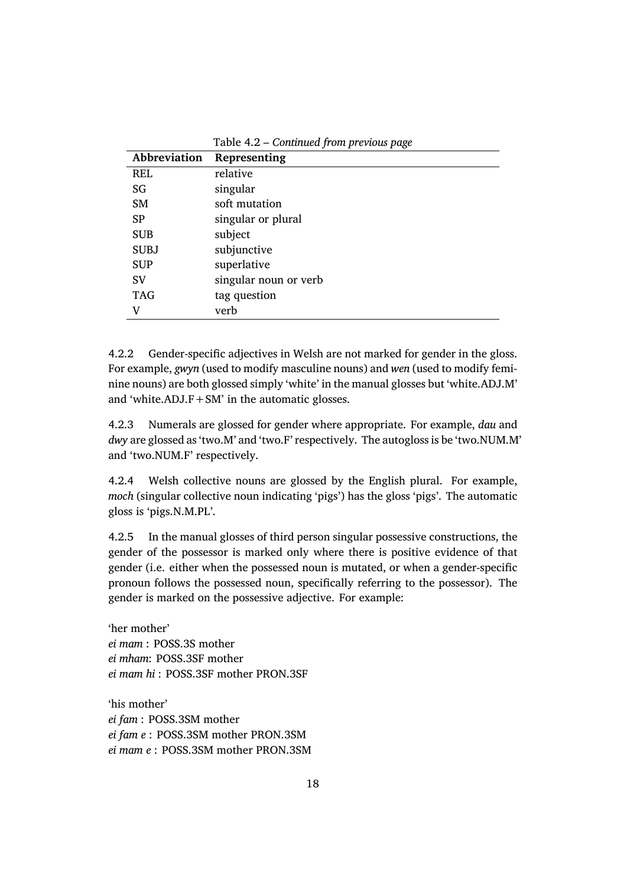Table 4.2 – *Continued from previous page*

| Abbreviation | Representing |
|---|---|
| REL | relative |
| SG | singular |
| SM | soft mutation |
| SP | singular or plural |
| SUB | subject |
| SUBJ | subjunctive |
| SUP | superlative |
| SV | singular noun or verb |
| TAG | tag question |
| V | verb |

4.2.2 Gender-specific adjectives in Welsh are not marked for gender in the gloss. For example, *gwyn* (used to modify masculine nouns) and *wen* (used to modify feminine nouns) are both glossed simply 'white' in the manual glosses but 'white.ADJ.M' and 'white.ADJ.F + SM' in the automatic glosses.

4.2.3 Numerals are glossed for gender where appropriate. For example, *dau* and *dwy* are glossed as 'two.M' and 'two.F' respectively. The autogloss is be 'two.NUM.M' and 'two.NUM.F' respectively.

4.2.4 Welsh collective nouns are glossed by the English plural. For example, *moch* (singular collective noun indicating 'pigs') has the gloss 'pigs'. The automatic gloss is 'pigs.N.M.PL'.

4.2.5 In the manual glosses of third person singular possessive constructions, the gender of the possessor is marked only where there is positive evidence of that gender (i.e. either when the possessed noun is mutated, or when a gender-specific pronoun follows the possessed noun, specifically referring to the possessor). The gender is marked on the possessive adjective. For example:

'her mother'
*ei mam* : POSS.3S mother
*ei mham*: POSS.3SF mother
*ei mam hi* : POSS.3SF mother PRON.3SF

'his mother'
*ei fam* : POSS.3SM mother
*ei fam e* : POSS.3SM mother PRON.3SM
*ei mam e* : POSS.3SM mother PRON.3SM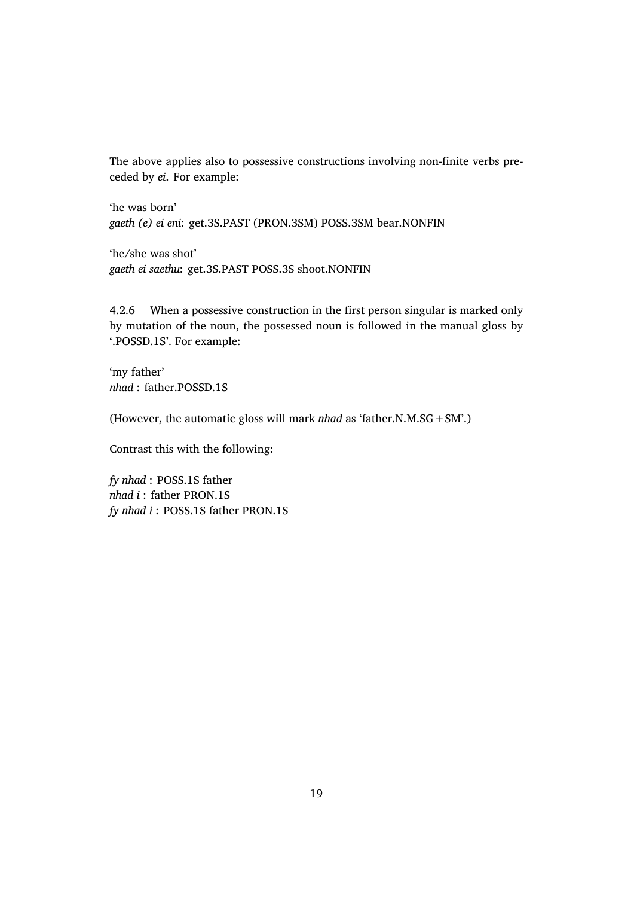The above applies also to possessive constructions involving non-finite verbs preceded by *ei*. For example:

'he was born'
*gaeth (e) ei eni*: get.3S.PAST (PRON.3SM) POSS.3SM bear.NONFIN

'he/she was shot'
*gaeth ei saethu*: get.3S.PAST POSS.3S shoot.NONFIN

4.2.6 When a possessive construction in the first person singular is marked only by mutation of the noun, the possessed noun is followed in the manual gloss by '.POSSD.1S'. For example:

'my father'
*nhad* : father.POSSD.1S

(However, the automatic gloss will mark *nhad* as 'father.N.M.SG+SM'.)

Contrast this with the following:

*fy nhad* : POSS.1S father
*nhad i* : father PRON.1S
*fy nhad i* : POSS.1S father PRON.1S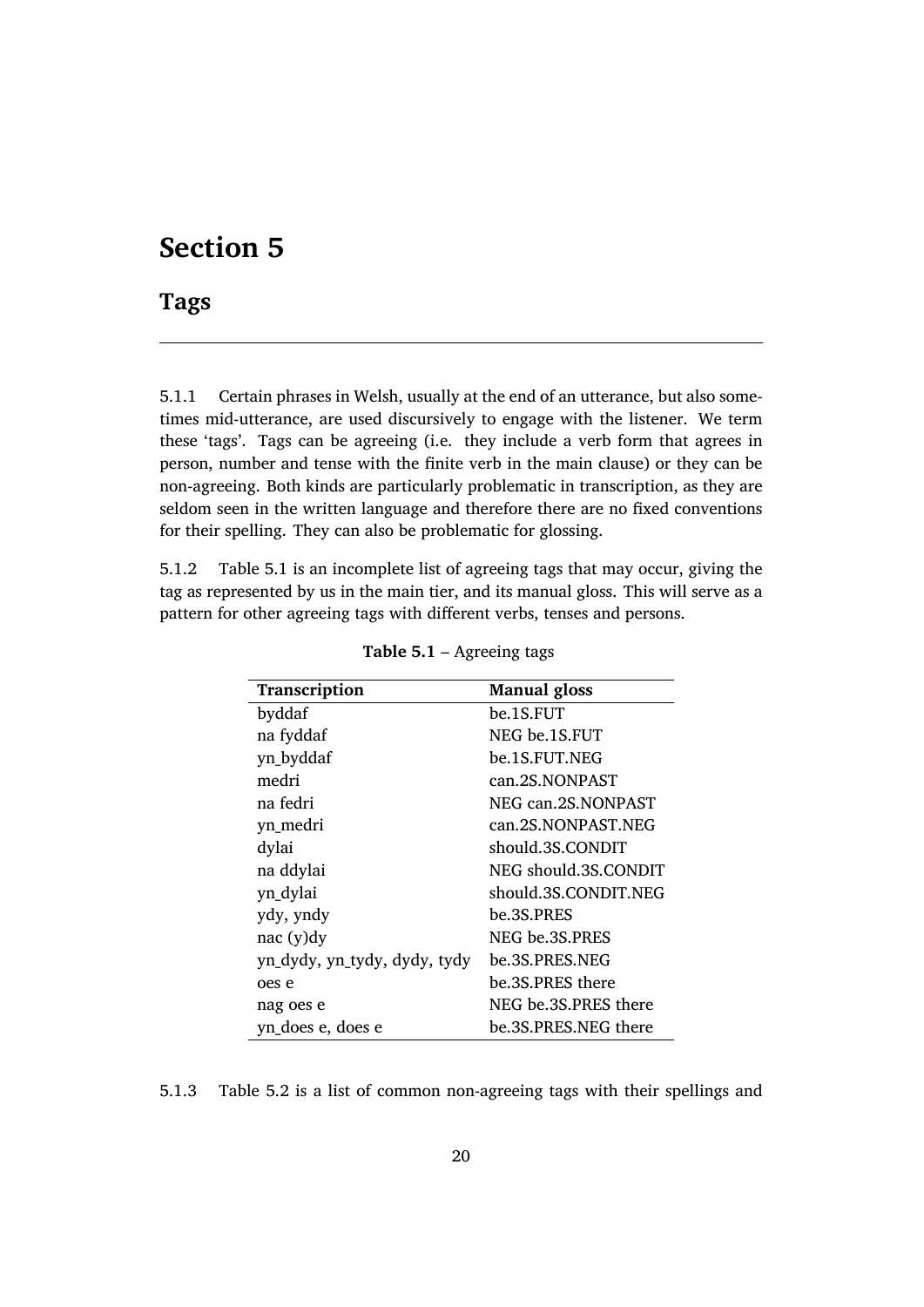# Section 5

## Tags

---

5.1.1 Certain phrases in Welsh, usually at the end of an utterance, but also sometimes mid-utterance, are used discursively to engage with the listener. We term these 'tags'. Tags can be agreeing (i.e. they include a verb form that agrees in person, number and tense with the finite verb in the main clause) or they can be non-agreeing. Both kinds are particularly problematic in transcription, as they are seldom seen in the written language and therefore there are no fixed conventions for their spelling. They can also be problematic for glossing.

5.1.2 Table 5.1 is an incomplete list of agreeing tags that may occur, giving the tag as represented by us in the main tier, and its manual gloss. This will serve as a pattern for other agreeing tags with different verbs, tenses and persons.

**Table 5.1** – Agreeing tags

| Transcription | Manual gloss |
|---|---|
| byddaf | be.1S.FUT |
| na fyddaf | NEG be.1S.FUT |
| yn_byddaf | be.1S.FUT.NEG |
| medri | can.2S.NONPAST |
| na fedri | NEG can.2S.NONPAST |
| yn_medri | can.2S.NONPAST.NEG |
| dylai | should.3S.CONDIT |
| na ddylai | NEG should.3S.CONDIT |
| yn_dylai | should.3S.CONDIT.NEG |
| ydy, yndy | be.3S.PRES |
| nac (y)dy | NEG be.3S.PRES |
| yn_dydy, yn_tydy, dydy, tydy | be.3S.PRES.NEG |
| oes e | be.3S.PRES there |
| nag oes e | NEG be.3S.PRES there |
| yn_does e, does e | be.3S.PRES.NEG there |

5.1.3 Table 5.2 is a list of common non-agreeing tags with their spellings and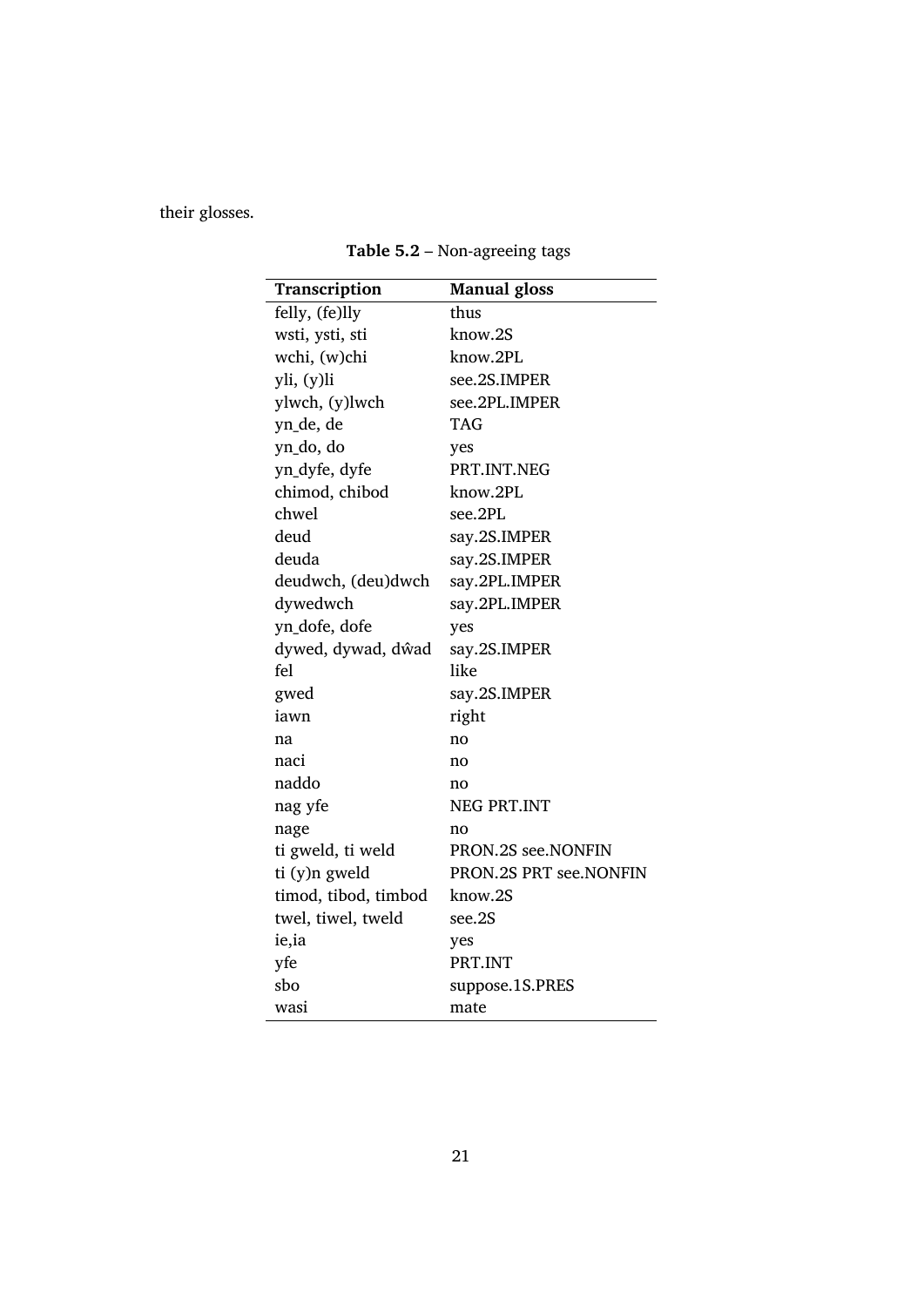their glosses.

**Table 5.2** – Non-agreeing tags

| Transcription | Manual gloss |
|---|---|
| felly, (fe)lly | thus |
| wsti, ysti, sti | know.2S |
| wchi, (w)chi | know.2PL |
| yli, (y)li | see.2S.IMPER |
| ylwch, (y)lwch | see.2PL.IMPER |
| yn_de, de | TAG |
| yn_do, do | yes |
| yn_dyfe, dyfe | PRT.INT.NEG |
| chimod, chibod | know.2PL |
| chwel | see.2PL |
| deud | say.2S.IMPER |
| deuda | say.2S.IMPER |
| deudwch, (deu)dwch | say.2PL.IMPER |
| dywedwch | say.2PL.IMPER |
| yn_dofe, dofe | yes |
| dywed, dywad, dŵad | say.2S.IMPER |
| fel | like |
| gwed | say.2S.IMPER |
| iawn | right |
| na | no |
| naci | no |
| naddo | no |
| nag yfe | NEG PRT.INT |
| nage | no |
| ti gweld, ti weld | PRON.2S see.NONFIN |
| ti (y)n gweld | PRON.2S PRT see.NONFIN |
| timod, tibod, timbod | know.2S |
| twel, tiwel, tweld | see.2S |
| ie,ia | yes |
| yfe | PRT.INT |
| sbo | suppose.1S.PRES |
| wasi | mate |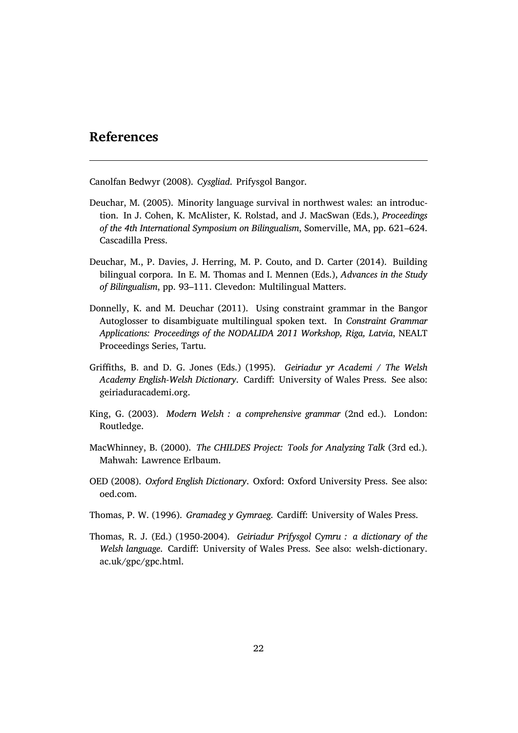## References

Canolfan Bedwyr (2008). *Cysgliad*. Prifysgol Bangor.

Deuchar, M. (2005). Minority language survival in northwest wales: an introduction. In J. Cohen, K. McAlister, K. Rolstad, and J. MacSwan (Eds.), *Proceedings of the 4th International Symposium on Bilingualism*, Somerville, MA, pp. 621–624. Cascadilla Press.

Deuchar, M., P. Davies, J. Herring, M. P. Couto, and D. Carter (2014). Building bilingual corpora. In E. M. Thomas and I. Mennen (Eds.), *Advances in the Study of Bilingualism*, pp. 93–111. Clevedon: Multilingual Matters.

Donnelly, K. and M. Deuchar (2011). Using constraint grammar in the Bangor Autoglosser to disambiguate multilingual spoken text. In *Constraint Grammar Applications: Proceedings of the NODALIDA 2011 Workshop, Riga, Latvia*, NEALT Proceedings Series, Tartu.

Griffiths, B. and D. G. Jones (Eds.) (1995). *Geiriadur yr Academi / The Welsh Academy English-Welsh Dictionary*. Cardiff: University of Wales Press. See also: geiriaduracademi.org.

King, G. (2003). *Modern Welsh : a comprehensive grammar* (2nd ed.). London: Routledge.

MacWhinney, B. (2000). *The CHILDES Project: Tools for Analyzing Talk* (3rd ed.). Mahwah: Lawrence Erlbaum.

OED (2008). *Oxford English Dictionary*. Oxford: Oxford University Press. See also: oed.com.

Thomas, P. W. (1996). *Gramadeg y Gymraeg*. Cardiff: University of Wales Press.

Thomas, R. J. (Ed.) (1950-2004). *Geiriadur Prifysgol Cymru : a dictionary of the Welsh language*. Cardiff: University of Wales Press. See also: welsh-dictionary.ac.uk/gpc/gpc.html.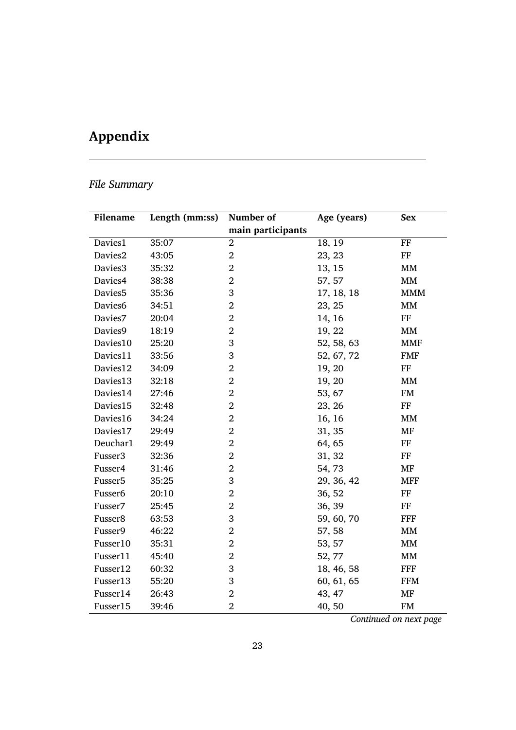# Appendix

*File Summary*

| Filename | Length (mm:ss) | Number of main participants | Age (years) | Sex |
|---|---|---|---|---|
| Davies1 | 35:07 | 2 | 18, 19 | FF |
| Davies2 | 43:05 | 2 | 23, 23 | FF |
| Davies3 | 35:32 | 2 | 13, 15 | MM |
| Davies4 | 38:38 | 2 | 57, 57 | MM |
| Davies5 | 35:36 | 3 | 17, 18, 18 | MMM |
| Davies6 | 34:51 | 2 | 23, 25 | MM |
| Davies7 | 20:04 | 2 | 14, 16 | FF |
| Davies9 | 18:19 | 2 | 19, 22 | MM |
| Davies10 | 25:20 | 3 | 52, 58, 63 | MMF |
| Davies11 | 33:56 | 3 | 52, 67, 72 | FMF |
| Davies12 | 34:09 | 2 | 19, 20 | FF |
| Davies13 | 32:18 | 2 | 19, 20 | MM |
| Davies14 | 27:46 | 2 | 53, 67 | FM |
| Davies15 | 32:48 | 2 | 23, 26 | FF |
| Davies16 | 34:24 | 2 | 16, 16 | MM |
| Davies17 | 29:49 | 2 | 31, 35 | MF |
| Deuchar1 | 29:49 | 2 | 64, 65 | FF |
| Fusser3 | 32:36 | 2 | 31, 32 | FF |
| Fusser4 | 31:46 | 2 | 54, 73 | MF |
| Fusser5 | 35:25 | 3 | 29, 36, 42 | MFF |
| Fusser6 | 20:10 | 2 | 36, 52 | FF |
| Fusser7 | 25:45 | 2 | 36, 39 | FF |
| Fusser8 | 63:53 | 3 | 59, 60, 70 | FFF |
| Fusser9 | 46:22 | 2 | 57, 58 | MM |
| Fusser10 | 35:31 | 2 | 53, 57 | MM |
| Fusser11 | 45:40 | 2 | 52, 77 | MM |
| Fusser12 | 60:32 | 3 | 18, 46, 58 | FFF |
| Fusser13 | 55:20 | 3 | 60, 61, 65 | FFM |
| Fusser14 | 26:43 | 2 | 43, 47 | MF |
| Fusser15 | 39:46 | 2 | 40, 50 | FM |

*Continued on next page*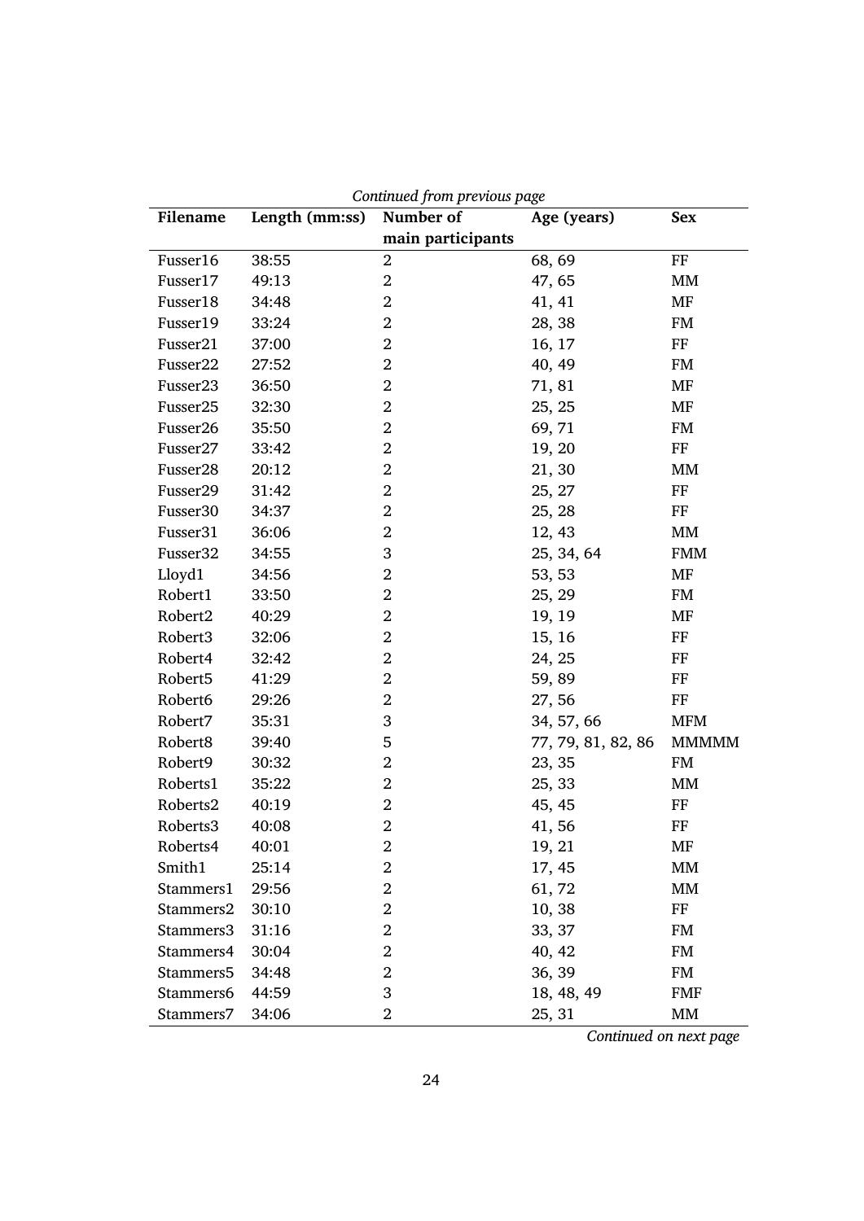*Continued from previous page*

| Filename | Length (mm:ss) | Number of main participants | Age (years) | Sex |
|---|---|---|---|---|
| Fusser16 | 38:55 | 2 | 68, 69 | FF |
| Fusser17 | 49:13 | 2 | 47, 65 | MM |
| Fusser18 | 34:48 | 2 | 41, 41 | MF |
| Fusser19 | 33:24 | 2 | 28, 38 | FM |
| Fusser21 | 37:00 | 2 | 16, 17 | FF |
| Fusser22 | 27:52 | 2 | 40, 49 | FM |
| Fusser23 | 36:50 | 2 | 71, 81 | MF |
| Fusser25 | 32:30 | 2 | 25, 25 | MF |
| Fusser26 | 35:50 | 2 | 69, 71 | FM |
| Fusser27 | 33:42 | 2 | 19, 20 | FF |
| Fusser28 | 20:12 | 2 | 21, 30 | MM |
| Fusser29 | 31:42 | 2 | 25, 27 | FF |
| Fusser30 | 34:37 | 2 | 25, 28 | FF |
| Fusser31 | 36:06 | 2 | 12, 43 | MM |
| Fusser32 | 34:55 | 3 | 25, 34, 64 | FMM |
| Lloyd1 | 34:56 | 2 | 53, 53 | MF |
| Robert1 | 33:50 | 2 | 25, 29 | FM |
| Robert2 | 40:29 | 2 | 19, 19 | MF |
| Robert3 | 32:06 | 2 | 15, 16 | FF |
| Robert4 | 32:42 | 2 | 24, 25 | FF |
| Robert5 | 41:29 | 2 | 59, 89 | FF |
| Robert6 | 29:26 | 2 | 27, 56 | FF |
| Robert7 | 35:31 | 3 | 34, 57, 66 | MFM |
| Robert8 | 39:40 | 5 | 77, 79, 81, 82, 86 | MMMMM |
| Robert9 | 30:32 | 2 | 23, 35 | FM |
| Roberts1 | 35:22 | 2 | 25, 33 | MM |
| Roberts2 | 40:19 | 2 | 45, 45 | FF |
| Roberts3 | 40:08 | 2 | 41, 56 | FF |
| Roberts4 | 40:01 | 2 | 19, 21 | MF |
| Smith1 | 25:14 | 2 | 17, 45 | MM |
| Stammers1 | 29:56 | 2 | 61, 72 | MM |
| Stammers2 | 30:10 | 2 | 10, 38 | FF |
| Stammers3 | 31:16 | 2 | 33, 37 | FM |
| Stammers4 | 30:04 | 2 | 40, 42 | FM |
| Stammers5 | 34:48 | 2 | 36, 39 | FM |
| Stammers6 | 44:59 | 3 | 18, 48, 49 | FMF |
| Stammers7 | 34:06 | 2 | 25, 31 | MM |

*Continued on next page*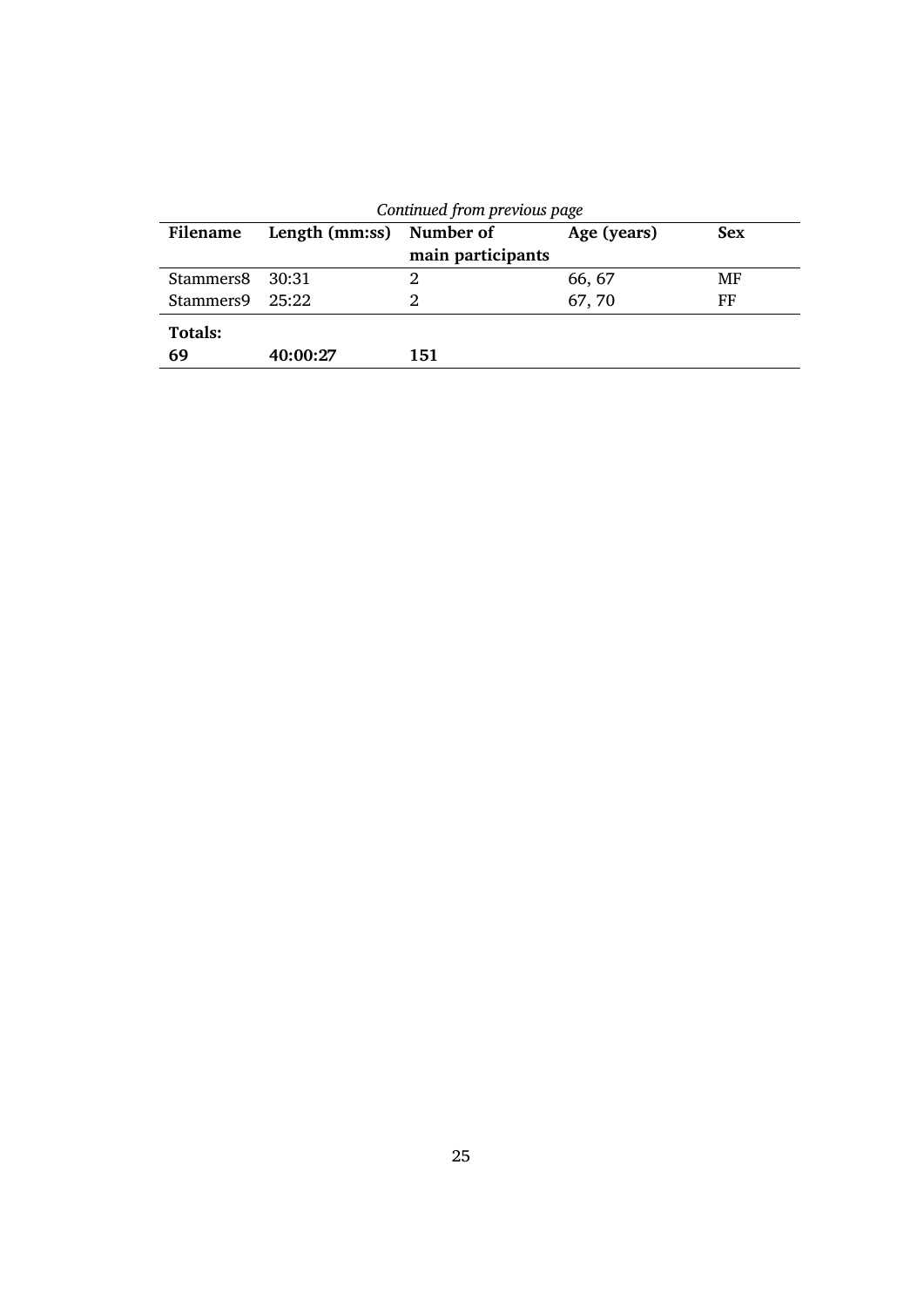*Continued from previous page*

| **Filename** | **Length (mm:ss)** | **Number of main participants** | **Age (years)** | **Sex** |
|---|---|---|---|---|
| Stammers8 | 30:31 | 2 | 66, 67 | MF |
| Stammers9 | 25:22 | 2 | 67, 70 | FF |
| **Totals:** **69** | **40:00:27** | **151** | | |